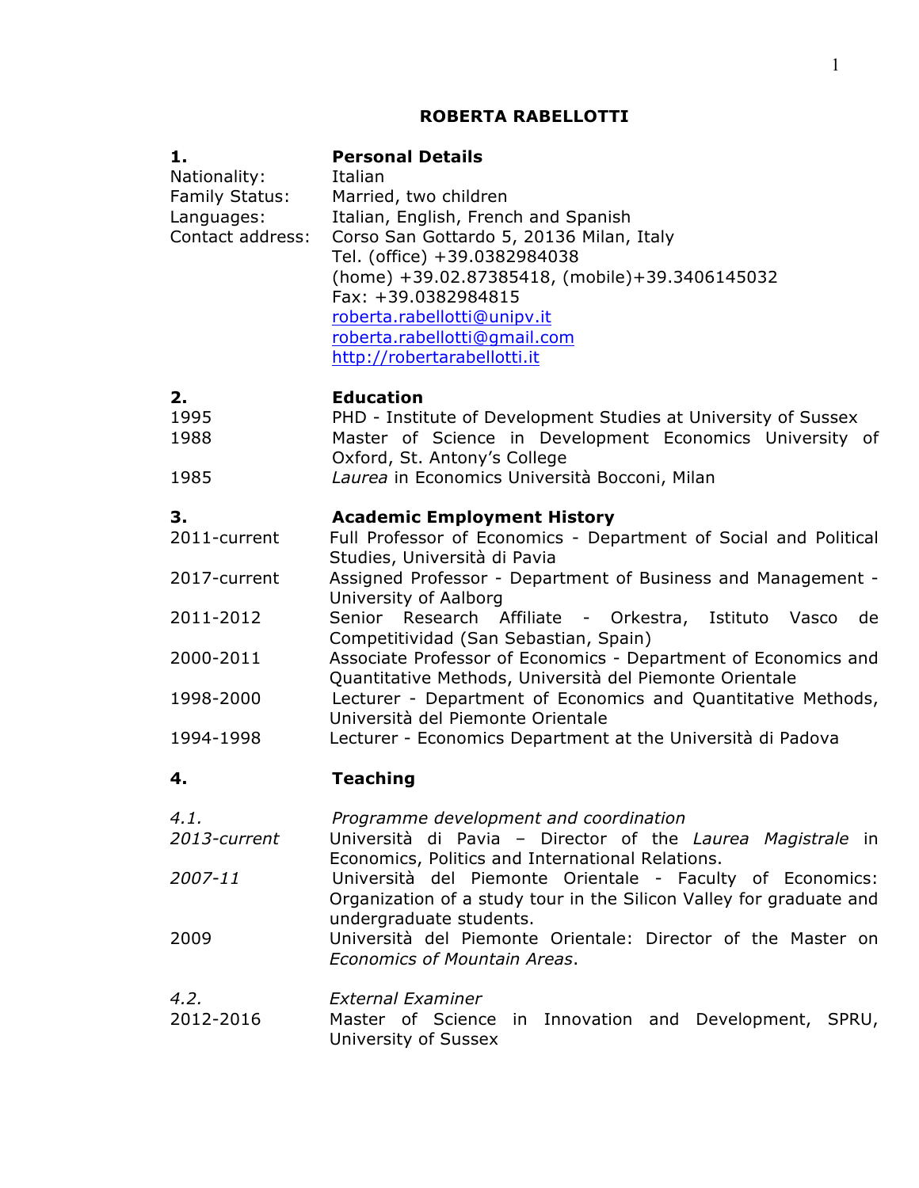# ROBERTA RABELLOTTI

## 1. Personal Details

| | |
|---|---|
| Nationality: | Italian |
| Family Status: | Married, two children |
| Languages: | Italian, English, French and Spanish |
| Contact address: | Corso San Gottardo 5, 20136 Milan, Italy<br>Tel. (office) +39.0382984038<br>(home) +39.02.87385418, (mobile)+39.3406145032<br>Fax: +39.0382984815<br>roberta.rabellotti@unipv.it<br>roberta.rabellotti@gmail.com<br>http://robertarabellotti.it |

## 2. Education

| | |
|---|---|
| 1995 | PHD - Institute of Development Studies at University of Sussex |
| 1988 | Master of Science in Development Economics University of Oxford, St. Antony's College |
| 1985 | *Laurea* in Economics Università Bocconi, Milan |

## 3. Academic Employment History

| | |
|---|---|
| 2011-current | Full Professor of Economics - Department of Social and Political Studies, Università di Pavia |
| 2017-current | Assigned Professor - Department of Business and Management - University of Aalborg |
| 2011-2012 | Senior Research Affiliate - Orkestra, Istituto Vasco de Competitividad (San Sebastian, Spain) |
| 2000-2011 | Associate Professor of Economics - Department of Economics and Quantitative Methods, Università del Piemonte Orientale |
| 1998-2000 | Lecturer - Department of Economics and Quantitative Methods, Università del Piemonte Orientale |
| 1994-1998 | Lecturer - Economics Department at the Università di Padova |

## 4. Teaching

### *4.1. Programme development and coordination*

| | |
|---|---|
| *2013-current* | Università di Pavia – Director of the *Laurea Magistrale* in Economics, Politics and International Relations. |
| *2007-11* | Università del Piemonte Orientale - Faculty of Economics: Organization of a study tour in the Silicon Valley for graduate and undergraduate students. |
| 2009 | Università del Piemonte Orientale: Director of the Master on *Economics of Mountain Areas*. |

### *4.2. External Examiner*

| | |
|---|---|
| 2012-2016 | Master of Science in Innovation and Development, SPRU, University of Sussex |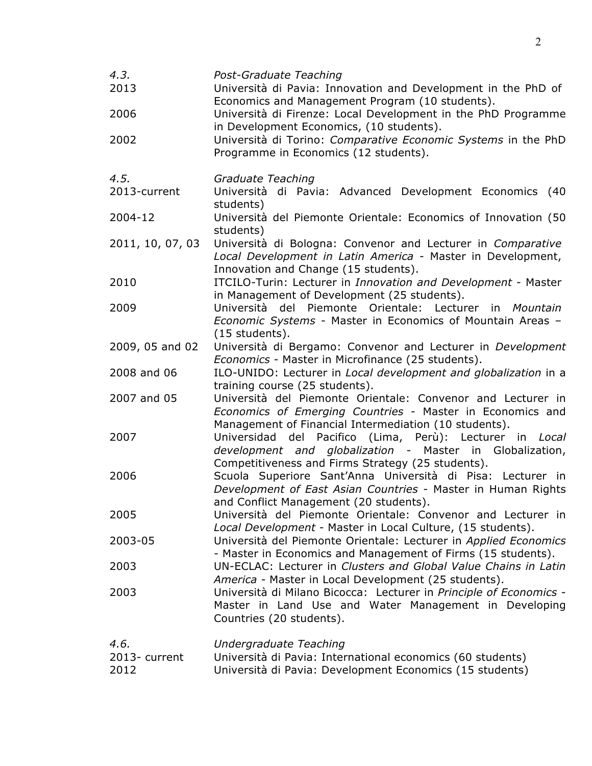*4.3.* *Post-Graduate Teaching*

| | |
|---|---|
| 2013 | Università di Pavia: Innovation and Development in the PhD of Economics and Management Program (10 students). |
| 2006 | Università di Firenze: Local Development in the PhD Programme in Development Economics, (10 students). |
| 2002 | Università di Torino: *Comparative Economic Systems* in the PhD Programme in Economics (12 students). |

*4.5.* *Graduate Teaching*

| | |
|---|---|
| 2013-current | Università di Pavia: Advanced Development Economics (40 students) |
| 2004-12 | Università del Piemonte Orientale: Economics of Innovation (50 students) |
| 2011, 10, 07, 03 | Università di Bologna: Convenor and Lecturer in *Comparative Local Development in Latin America* - Master in Development, Innovation and Change (15 students). |
| 2010 | ITCILO-Turin: Lecturer in *Innovation and Development* - Master in Management of Development (25 students). |
| 2009 | Università del Piemonte Orientale: Lecturer in *Mountain Economic Systems* - Master in Economics of Mountain Areas – (15 students). |
| 2009, 05 and 02 | Università di Bergamo: Convenor and Lecturer in *Development Economics* - Master in Microfinance (25 students). |
| 2008 and 06 | ILO-UNIDO: Lecturer in *Local development and globalization* in a training course (25 students). |
| 2007 and 05 | Università del Piemonte Orientale: Convenor and Lecturer in *Economics of Emerging Countries* - Master in Economics and Management of Financial Intermediation (10 students). |
| 2007 | Universidad del Pacifico (Lima, Perù): Lecturer in *Local development and globalization* - Master in Globalization, Competitiveness and Firms Strategy (25 students). |
| 2006 | Scuola Superiore Sant'Anna Università di Pisa: Lecturer in *Development of East Asian Countries* - Master in Human Rights and Conflict Management (20 students). |
| 2005 | Università del Piemonte Orientale: Convenor and Lecturer in *Local Development* - Master in Local Culture, (15 students). |
| 2003-05 | Università del Piemonte Orientale: Lecturer in *Applied Economics* - Master in Economics and Management of Firms (15 students). |
| 2003 | UN-ECLAC: Lecturer in *Clusters and Global Value Chains in Latin America* - Master in Local Development (25 students). |
| 2003 | Università di Milano Bicocca: Lecturer in *Principle of Economics* - Master in Land Use and Water Management in Developing Countries (20 students). |

*4.6.* *Undergraduate Teaching*

| | |
|---|---|
| 2013- current | Università di Pavia: International economics (60 students) |
| 2012 | Università di Pavia: Development Economics (15 students) |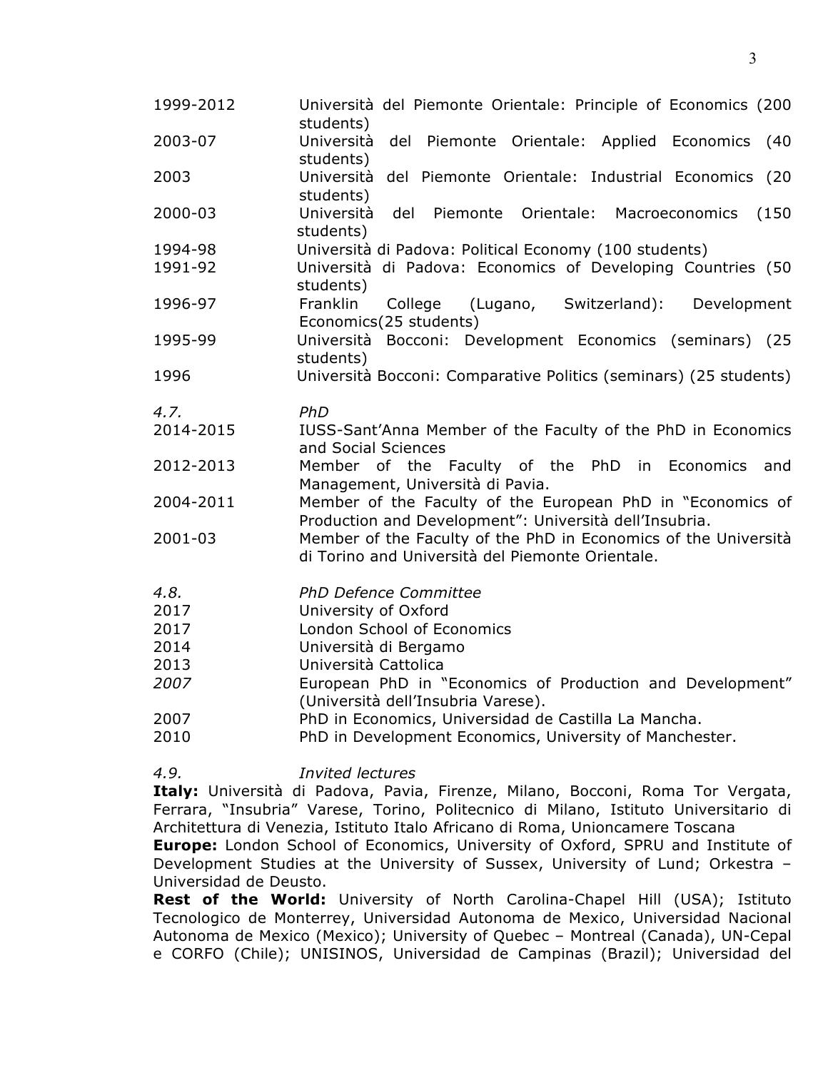| | |
|---|---|
| 1999-2012 | Università del Piemonte Orientale: Principle of Economics (200 students) |
| 2003-07 | Università del Piemonte Orientale: Applied Economics (40 students) |
| 2003 | Università del Piemonte Orientale: Industrial Economics (20 students) |
| 2000-03 | Università del Piemonte Orientale: Macroeconomics (150 students) |
| 1994-98 | Università di Padova: Political Economy (100 students) |
| 1991-92 | Università di Padova: Economics of Developing Countries (50 students) |
| 1996-97 | Franklin College (Lugano, Switzerland): Development Economics(25 students) |
| 1995-99 | Università Bocconi: Development Economics (seminars) (25 students) |
| 1996 | Università Bocconi: Comparative Politics (seminars) (25 students) |

*4.7.* *PhD*

| | |
|---|---|
| 2014-2015 | IUSS-Sant'Anna Member of the Faculty of the PhD in Economics and Social Sciences |
| 2012-2013 | Member of the Faculty of the PhD in Economics and Management, Università di Pavia. |
| 2004-2011 | Member of the Faculty of the European PhD in "Economics of Production and Development": Università dell'Insubria. |
| 2001-03 | Member of the Faculty of the PhD in Economics of the Università di Torino and Università del Piemonte Orientale. |

*4.8.* *PhD Defence Committee*

| | |
|---|---|
| 2017 | University of Oxford |
| 2017 | London School of Economics |
| 2014 | Università di Bergamo |
| 2013 | Università Cattolica |
| *2007* | European PhD in "Economics of Production and Development" (Università dell'Insubria Varese). |
| 2007 | PhD in Economics, Universidad de Castilla La Mancha. |
| 2010 | PhD in Development Economics, University of Manchester. |

*4.9.* *Invited lectures*

**Italy:** Università di Padova, Pavia, Firenze, Milano, Bocconi, Roma Tor Vergata, Ferrara, "Insubria" Varese, Torino, Politecnico di Milano, Istituto Universitario di Architettura di Venezia, Istituto Italo Africano di Roma, Unioncamere Toscana

**Europe:** London School of Economics, University of Oxford, SPRU and Institute of Development Studies at the University of Sussex, University of Lund; Orkestra – Universidad de Deusto.

**Rest of the World:** University of North Carolina-Chapel Hill (USA); Istituto Tecnologico de Monterrey, Universidad Autonoma de Mexico, Universidad Nacional Autonoma de Mexico (Mexico); University of Quebec – Montreal (Canada), UN-Cepal e CORFO (Chile); UNISINOS, Universidad de Campinas (Brazil); Universidad del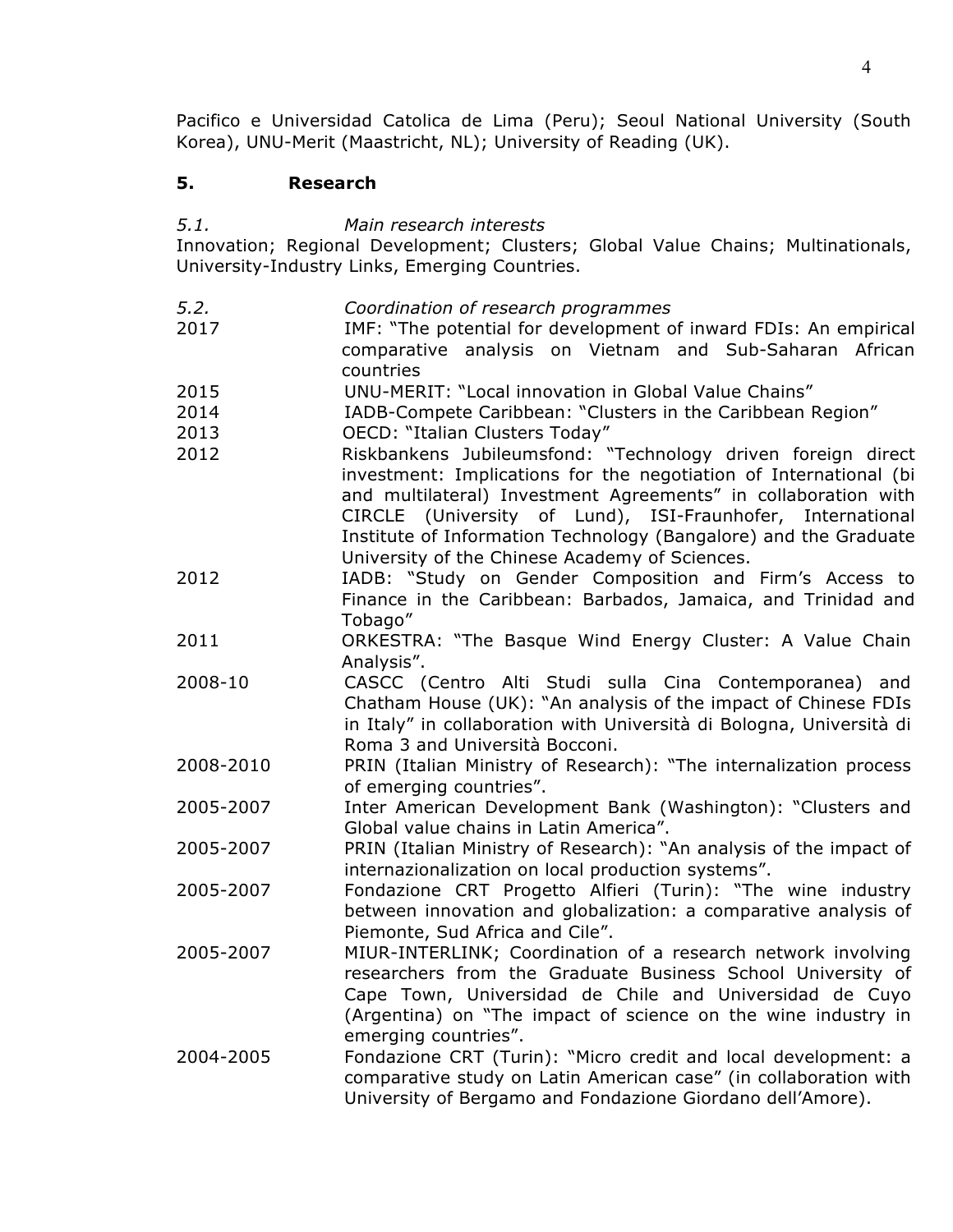Pacifico e Universidad Catolica de Lima (Peru); Seoul National University (South Korea), UNU-Merit (Maastricht, NL); University of Reading (UK).

## 5. Research

*5.1. Main research interests*

Innovation; Regional Development; Clusters; Global Value Chains; Multinationals, University-Industry Links, Emerging Countries.

*5.2. Coordination of research programmes*

| | |
|---|---|
| 2017 | IMF: "The potential for development of inward FDIs: An empirical comparative analysis on Vietnam and Sub-Saharan African countries |
| 2015 | UNU-MERIT: "Local innovation in Global Value Chains" |
| 2014 | IADB-Compete Caribbean: "Clusters in the Caribbean Region" |
| 2013 | OECD: "Italian Clusters Today" |
| 2012 | Riskbankens Jubileumsfond: "Technology driven foreign direct investment: Implications for the negotiation of International (bi and multilateral) Investment Agreements" in collaboration with CIRCLE (University of Lund), ISI-Fraunhofer, International Institute of Information Technology (Bangalore) and the Graduate University of the Chinese Academy of Sciences. |
| 2012 | IADB: "Study on Gender Composition and Firm's Access to Finance in the Caribbean: Barbados, Jamaica, and Trinidad and Tobago" |
| 2011 | ORKESTRA: "The Basque Wind Energy Cluster: A Value Chain Analysis". |
| 2008-10 | CASCC (Centro Alti Studi sulla Cina Contemporanea) and Chatham House (UK): "An analysis of the impact of Chinese FDIs in Italy" in collaboration with Università di Bologna, Università di Roma 3 and Università Bocconi. |
| 2008-2010 | PRIN (Italian Ministry of Research): "The internalization process of emerging countries". |
| 2005-2007 | Inter American Development Bank (Washington): "Clusters and Global value chains in Latin America". |
| 2005-2007 | PRIN (Italian Ministry of Research): "An analysis of the impact of internazionalization on local production systems". |
| 2005-2007 | Fondazione CRT Progetto Alfieri (Turin): "The wine industry between innovation and globalization: a comparative analysis of Piemonte, Sud Africa and Cile". |
| 2005-2007 | MIUR-INTERLINK; Coordination of a research network involving researchers from the Graduate Business School University of Cape Town, Universidad de Chile and Universidad de Cuyo (Argentina) on "The impact of science on the wine industry in emerging countries". |
| 2004-2005 | Fondazione CRT (Turin): "Micro credit and local development: a comparative study on Latin American case" (in collaboration with University of Bergamo and Fondazione Giordano dell'Amore). |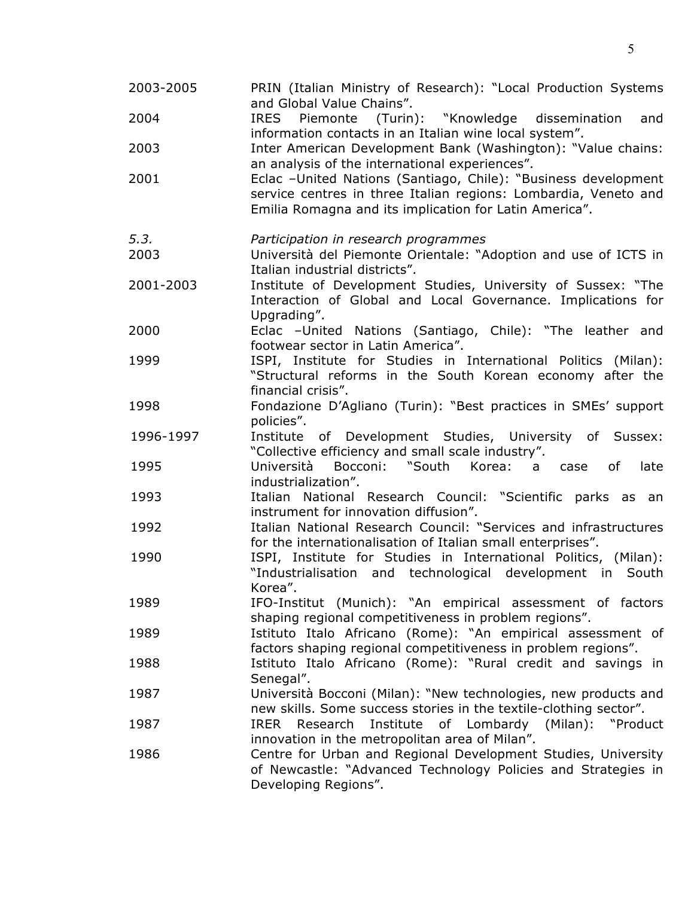| | |
|---|---|
| 2003-2005 | PRIN (Italian Ministry of Research): "Local Production Systems and Global Value Chains". |
| 2004 | IRES Piemonte (Turin): "Knowledge dissemination and information contacts in an Italian wine local system". |
| 2003 | Inter American Development Bank (Washington): "Value chains: an analysis of the international experiences". |
| 2001 | Eclac –United Nations (Santiago, Chile): "Business development service centres in three Italian regions: Lombardia, Veneto and Emilia Romagna and its implication for Latin America". |

*5.3. Participation in research programmes*

| | |
|---|---|
| 2003 | Università del Piemonte Orientale: "Adoption and use of ICTS in Italian industrial districts". |
| 2001-2003 | Institute of Development Studies, University of Sussex: "The Interaction of Global and Local Governance. Implications for Upgrading". |
| 2000 | Eclac –United Nations (Santiago, Chile): "The leather and footwear sector in Latin America". |
| 1999 | ISPI, Institute for Studies in International Politics (Milan): "Structural reforms in the South Korean economy after the financial crisis". |
| 1998 | Fondazione D'Agliano (Turin): "Best practices in SMEs' support policies". |
| 1996-1997 | Institute of Development Studies, University of Sussex: "Collective efficiency and small scale industry". |
| 1995 | Università Bocconi: "South Korea: a case of late industrialization". |
| 1993 | Italian National Research Council: "Scientific parks as an instrument for innovation diffusion". |
| 1992 | Italian National Research Council: "Services and infrastructures for the internationalisation of Italian small enterprises". |
| 1990 | ISPI, Institute for Studies in International Politics, (Milan): "Industrialisation and technological development in South Korea". |
| 1989 | IFO-Institut (Munich): "An empirical assessment of factors shaping regional competitiveness in problem regions". |
| 1989 | Istituto Italo Africano (Rome): "An empirical assessment of factors shaping regional competitiveness in problem regions". |
| 1988 | Istituto Italo Africano (Rome): "Rural credit and savings in Senegal". |
| 1987 | Università Bocconi (Milan): "New technologies, new products and new skills. Some success stories in the textile-clothing sector". |
| 1987 | IRER Research Institute of Lombardy (Milan): "Product innovation in the metropolitan area of Milan". |
| 1986 | Centre for Urban and Regional Development Studies, University of Newcastle: "Advanced Technology Policies and Strategies in Developing Regions". |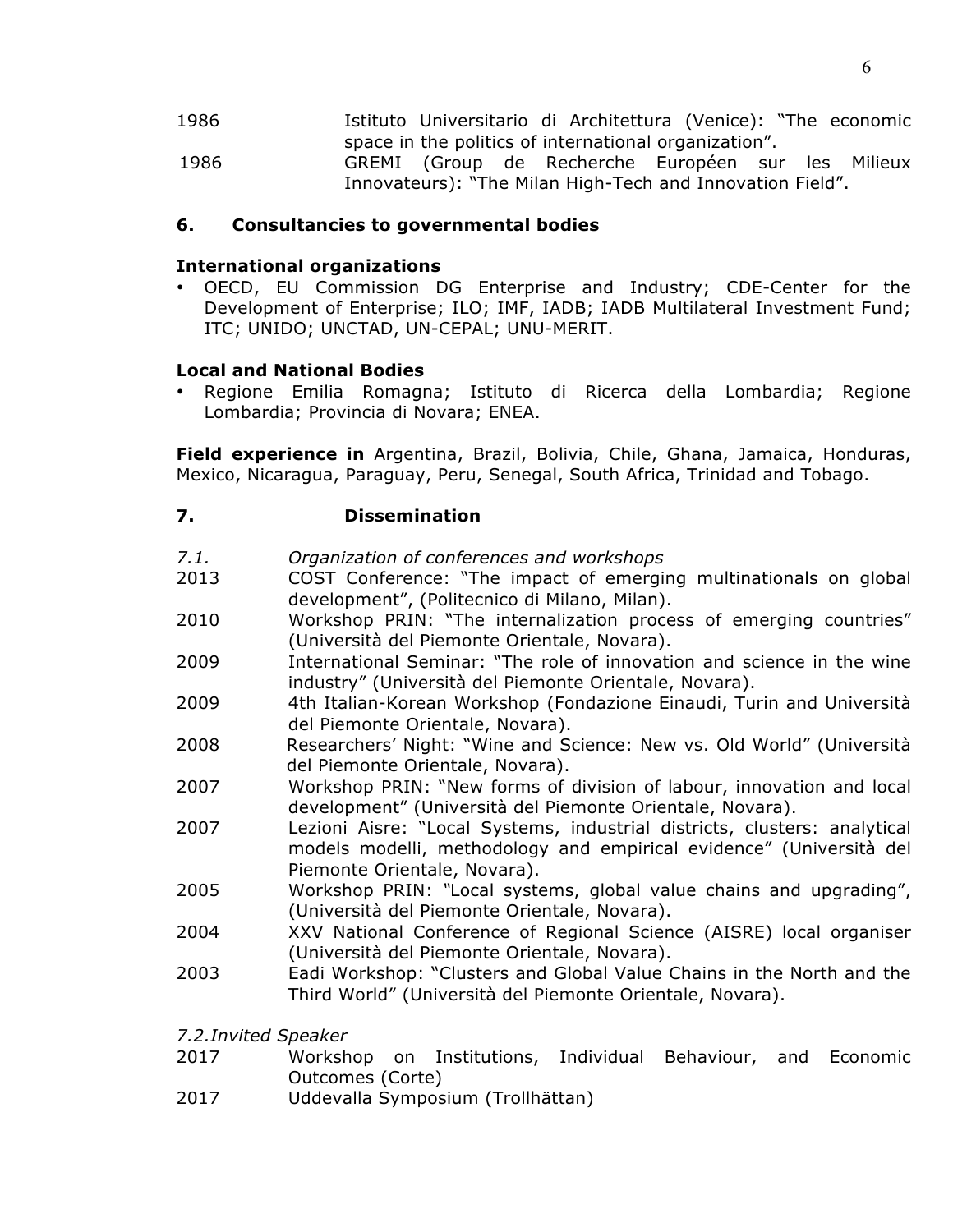1986 Istituto Universitario di Architettura (Venice): "The economic space in the politics of international organization".

1986 GREMI (Group de Recherche Européen sur les Milieux Innovateurs): "The Milan High-Tech and Innovation Field".

## 6. Consultancies to governmental bodies

**International organizations**

- OECD, EU Commission DG Enterprise and Industry; CDE-Center for the Development of Enterprise; ILO; IMF, IADB; IADB Multilateral Investment Fund; ITC; UNIDO; UNCTAD, UN-CEPAL; UNU-MERIT.

**Local and National Bodies**

- Regione Emilia Romagna; Istituto di Ricerca della Lombardia; Regione Lombardia; Provincia di Novara; ENEA.

**Field experience in** Argentina, Brazil, Bolivia, Chile, Ghana, Jamaica, Honduras, Mexico, Nicaragua, Paraguay, Peru, Senegal, South Africa, Trinidad and Tobago.

## 7. Dissemination

*7.1. Organization of conferences and workshops*

2013 COST Conference: "The impact of emerging multinationals on global development", (Politecnico di Milano, Milan).

2010 Workshop PRIN: "The internalization process of emerging countries" (Università del Piemonte Orientale, Novara).

2009 International Seminar: "The role of innovation and science in the wine industry" (Università del Piemonte Orientale, Novara).

2009 4th Italian-Korean Workshop (Fondazione Einaudi, Turin and Università del Piemonte Orientale, Novara).

2008 Researchers' Night: "Wine and Science: New vs. Old World" (Università del Piemonte Orientale, Novara).

2007 Workshop PRIN: "New forms of division of labour, innovation and local development" (Università del Piemonte Orientale, Novara).

2007 Lezioni Aisre: "Local Systems, industrial districts, clusters: analytical models modelli, methodology and empirical evidence" (Università del Piemonte Orientale, Novara).

2005 Workshop PRIN: "Local systems, global value chains and upgrading", (Università del Piemonte Orientale, Novara).

2004 XXV National Conference of Regional Science (AISRE) local organiser (Università del Piemonte Orientale, Novara).

2003 Eadi Workshop: "Clusters and Global Value Chains in the North and the Third World" (Università del Piemonte Orientale, Novara).

*7.2.Invited Speaker*

2017 Workshop on Institutions, Individual Behaviour, and Economic Outcomes (Corte)

2017 Uddevalla Symposium (Trollhättan)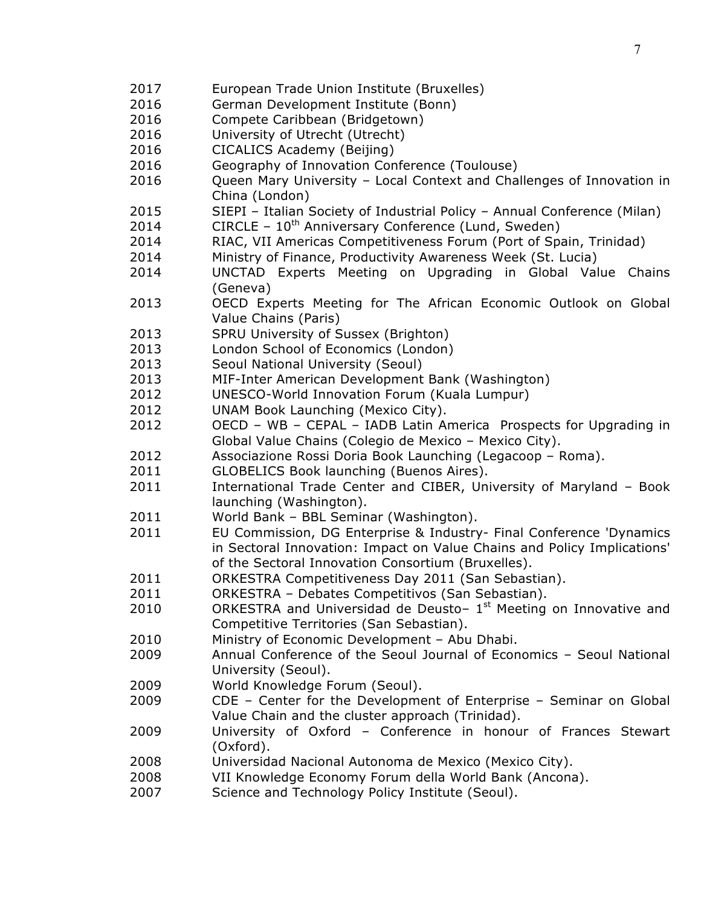| | |
|---|---|
| 2017 | European Trade Union Institute (Bruxelles) |
| 2016 | German Development Institute (Bonn) |
| 2016 | Compete Caribbean (Bridgetown) |
| 2016 | University of Utrecht (Utrecht) |
| 2016 | CICALICS Academy (Beijing) |
| 2016 | Geography of Innovation Conference (Toulouse) |
| 2016 | Queen Mary University – Local Context and Challenges of Innovation in China (London) |
| 2015 | SIEPI – Italian Society of Industrial Policy – Annual Conference (Milan) |
| 2014 | CIRCLE – 10th Anniversary Conference (Lund, Sweden) |
| 2014 | RIAC, VII Americas Competitiveness Forum (Port of Spain, Trinidad) |
| 2014 | Ministry of Finance, Productivity Awareness Week (St. Lucia) |
| 2014 | UNCTAD Experts Meeting on Upgrading in Global Value Chains (Geneva) |
| 2013 | OECD Experts Meeting for The African Economic Outlook on Global Value Chains (Paris) |
| 2013 | SPRU University of Sussex (Brighton) |
| 2013 | London School of Economics (London) |
| 2013 | Seoul National University (Seoul) |
| 2013 | MIF-Inter American Development Bank (Washington) |
| 2012 | UNESCO-World Innovation Forum (Kuala Lumpur) |
| 2012 | UNAM Book Launching (Mexico City). |
| 2012 | OECD – WB – CEPAL – IADB Latin America Prospects for Upgrading in Global Value Chains (Colegio de Mexico – Mexico City). |
| 2012 | Associazione Rossi Doria Book Launching (Legacoop – Roma). |
| 2011 | GLOBELICS Book launching (Buenos Aires). |
| 2011 | International Trade Center and CIBER, University of Maryland – Book launching (Washington). |
| 2011 | World Bank – BBL Seminar (Washington). |
| 2011 | EU Commission, DG Enterprise & Industry- Final Conference 'Dynamics in Sectoral Innovation: Impact on Value Chains and Policy Implications' of the Sectoral Innovation Consortium (Bruxelles). |
| 2011 | ORKESTRA Competitiveness Day 2011 (San Sebastian). |
| 2011 | ORKESTRA – Debates Competitivos (San Sebastian). |
| 2010 | ORKESTRA and Universidad de Deusto– 1st Meeting on Innovative and Competitive Territories (San Sebastian). |
| 2010 | Ministry of Economic Development – Abu Dhabi. |
| 2009 | Annual Conference of the Seoul Journal of Economics – Seoul National University (Seoul). |
| 2009 | World Knowledge Forum (Seoul). |
| 2009 | CDE – Center for the Development of Enterprise – Seminar on Global Value Chain and the cluster approach (Trinidad). |
| 2009 | University of Oxford – Conference in honour of Frances Stewart (Oxford). |
| 2008 | Universidad Nacional Autonoma de Mexico (Mexico City). |
| 2008 | VII Knowledge Economy Forum della World Bank (Ancona). |
| 2007 | Science and Technology Policy Institute (Seoul). |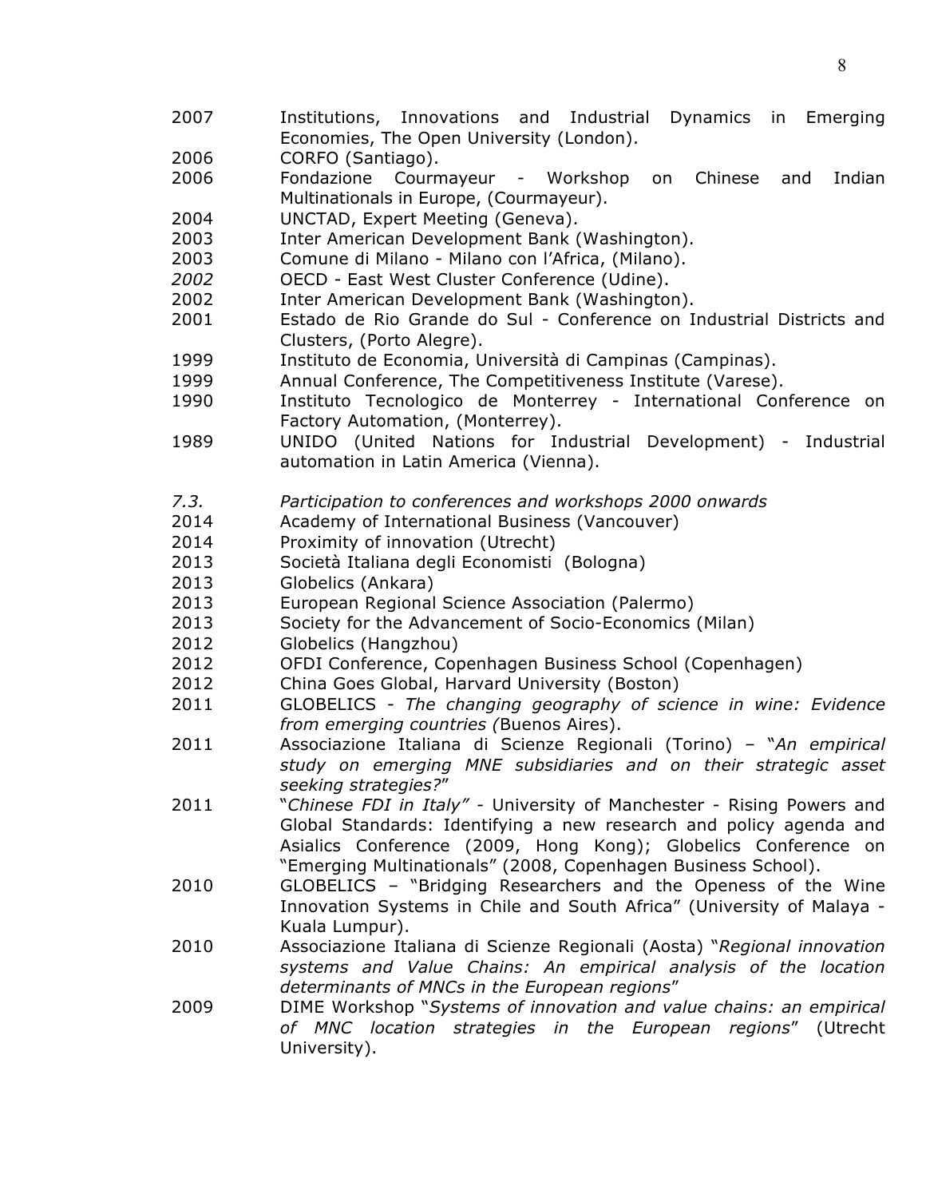2007 Institutions, Innovations and Industrial Dynamics in Emerging Economies, The Open University (London).
2006 CORFO (Santiago).
2006 Fondazione Courmayeur - Workshop on Chinese and Indian Multinationals in Europe, (Courmayeur).
2004 UNCTAD, Expert Meeting (Geneva).
2003 Inter American Development Bank (Washington).
2003 Comune di Milano - Milano con l'Africa, (Milano).
*2002* OECD - East West Cluster Conference (Udine).
2002 Inter American Development Bank (Washington).
2001 Estado de Rio Grande do Sul - Conference on Industrial Districts and Clusters, (Porto Alegre).
1999 Instituto de Economia, Università di Campinas (Campinas).
1999 Annual Conference, The Competitiveness Institute (Varese).
1990 Instituto Tecnologico de Monterrey - International Conference on Factory Automation, (Monterrey).
1989 UNIDO (United Nations for Industrial Development) - Industrial automation in Latin America (Vienna).

*7.3. Participation to conferences and workshops 2000 onwards*

2014 Academy of International Business (Vancouver)
2014 Proximity of innovation (Utrecht)
2013 Società Italiana degli Economisti (Bologna)
2013 Globelics (Ankara)
2013 European Regional Science Association (Palermo)
2013 Society for the Advancement of Socio-Economics (Milan)
2012 Globelics (Hangzhou)
2012 OFDI Conference, Copenhagen Business School (Copenhagen)
2012 China Goes Global, Harvard University (Boston)
2011 GLOBELICS - *The changing geography of science in wine: Evidence from emerging countries (*Buenos Aires).
2011 Associazione Italiana di Scienze Regionali (Torino) – "*An empirical study on emerging MNE subsidiaries and on their strategic asset seeking strategies?*"
2011 "*Chinese FDI in Italy"* - University of Manchester - Rising Powers and Global Standards: Identifying a new research and policy agenda and Asialics Conference (2009, Hong Kong); Globelics Conference on "Emerging Multinationals" (2008, Copenhagen Business School).
2010 GLOBELICS – "Bridging Researchers and the Openess of the Wine Innovation Systems in Chile and South Africa" (University of Malaya - Kuala Lumpur).
2010 Associazione Italiana di Scienze Regionali (Aosta) "*Regional innovation systems and Value Chains: An empirical analysis of the location determinants of MNCs in the European regions*"
2009 DIME Workshop "*Systems of innovation and value chains: an empirical of MNC location strategies in the European regions*" (Utrecht University).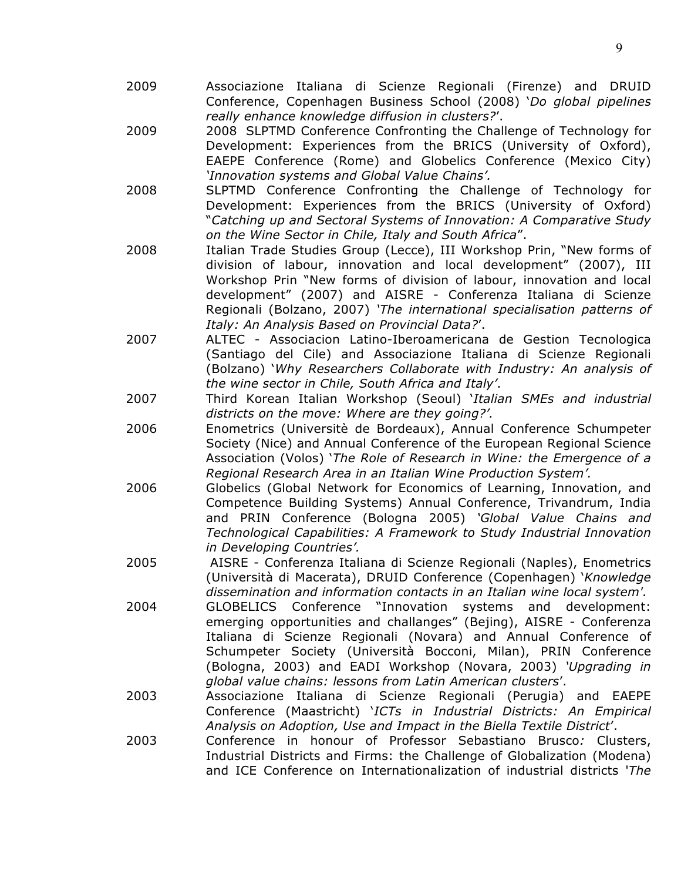2009 Associazione Italiana di Scienze Regionali (Firenze) and DRUID Conference, Copenhagen Business School (2008) '*Do global pipelines really enhance knowledge diffusion in clusters?*'.

2009 2008 SLPTMD Conference Confronting the Challenge of Technology for Development: Experiences from the BRICS (University of Oxford), EAEPE Conference (Rome) and Globelics Conference (Mexico City) *'Innovation systems and Global Value Chains'.*

2008 SLPTMD Conference Confronting the Challenge of Technology for Development: Experiences from the BRICS (University of Oxford) "*Catching up and Sectoral Systems of Innovation: A Comparative Study on the Wine Sector in Chile, Italy and South Africa*".

2008 Italian Trade Studies Group (Lecce), III Workshop Prin, "New forms of division of labour, innovation and local development" (2007), III Workshop Prin "New forms of division of labour, innovation and local development" (2007) and AISRE - Conferenza Italiana di Scienze Regionali (Bolzano, 2007) *'The international specialisation patterns of Italy: An Analysis Based on Provincial Data?*'.

2007 ALTEC - Associacion Latino-Iberoamericana de Gestion Tecnologica (Santiago del Cile) and Associazione Italiana di Scienze Regionali (Bolzano) '*Why Researchers Collaborate with Industry: An analysis of the wine sector in Chile, South Africa and Italy'*.

2007 Third Korean Italian Workshop (Seoul) '*Italian SMEs and industrial districts on the move: Where are they going?'.*

2006 Enometrics (Universitè de Bordeaux), Annual Conference Schumpeter Society (Nice) and Annual Conference of the European Regional Science Association (Volos) '*The Role of Research in Wine: the Emergence of a Regional Research Area in an Italian Wine Production System'.*

2006 Globelics (Global Network for Economics of Learning, Innovation, and Competence Building Systems) Annual Conference, Trivandrum, India and PRIN Conference (Bologna 2005) *'Global Value Chains and Technological Capabilities: A Framework to Study Industrial Innovation in Developing Countries'.*

2005 AISRE - Conferenza Italiana di Scienze Regionali (Naples), Enometrics (Università di Macerata), DRUID Conference (Copenhagen) '*Knowledge dissemination and information contacts in an Italian wine local system'.*

2004 GLOBELICS Conference "Innovation systems and development: emerging opportunities and challanges" (Bejing), AISRE - Conferenza Italiana di Scienze Regionali (Novara) and Annual Conference of Schumpeter Society (Università Bocconi, Milan), PRIN Conference (Bologna, 2003) and EADI Workshop (Novara, 2003) *'Upgrading in global value chains: lessons from Latin American clusters*'.

2003 Associazione Italiana di Scienze Regionali (Perugia) and EAEPE Conference (Maastricht) '*ICTs in Industrial Districts: An Empirical Analysis on Adoption, Use and Impact in the Biella Textile District*'.

2003 Conference in honour of Professor Sebastiano Brusco*:* Clusters, Industrial Districts and Firms: the Challenge of Globalization (Modena) and ICE Conference on Internationalization of industrial districts '*The*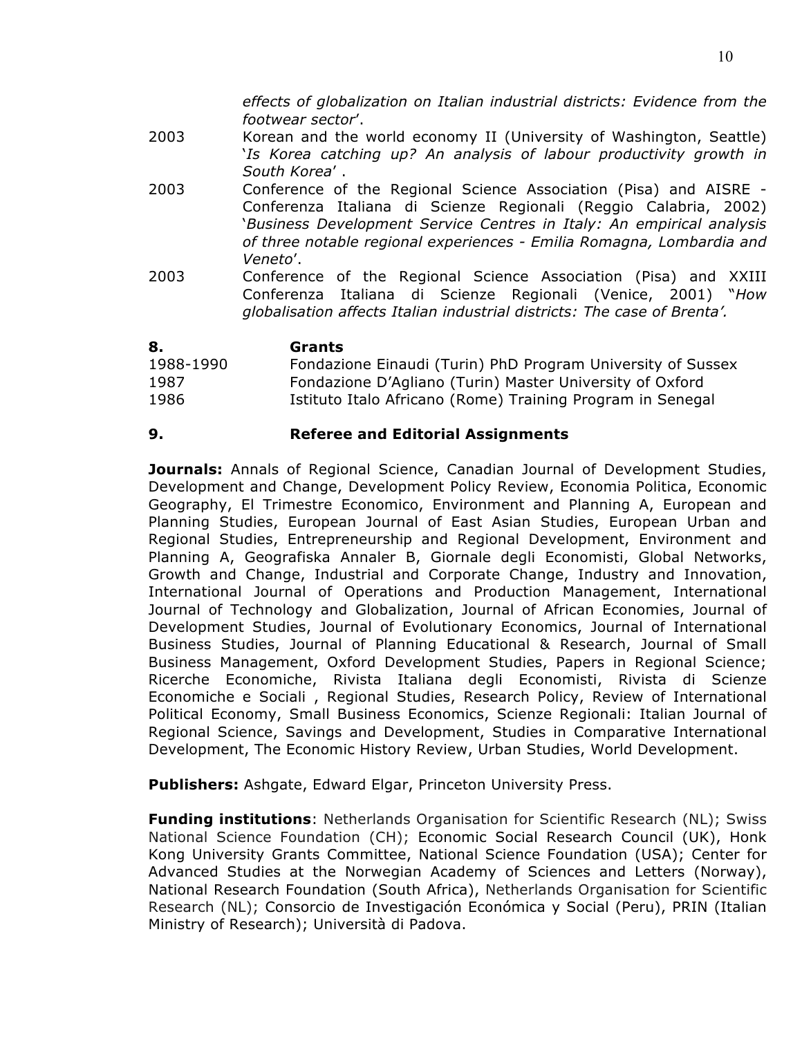*effects of globalization on Italian industrial districts: Evidence from the footwear sector*'.

2003 Korean and the world economy II (University of Washington, Seattle) '*Is Korea catching up? An analysis of labour productivity growth in South Korea*' .

2003 Conference of the Regional Science Association (Pisa) and AISRE - Conferenza Italiana di Scienze Regionali (Reggio Calabria, 2002) '*Business Development Service Centres in Italy: An empirical analysis of three notable regional experiences - Emilia Romagna, Lombardia and Veneto*'.

2003 Conference of the Regional Science Association (Pisa) and XXIII Conferenza Italiana di Scienze Regionali (Venice, 2001) "*How globalisation affects Italian industrial districts: The case of Brenta'.*

## 8. Grants

1988-1990 Fondazione Einaudi (Turin) PhD Program University of Sussex
1987 Fondazione D'Agliano (Turin) Master University of Oxford
1986 Istituto Italo Africano (Rome) Training Program in Senegal

## 9. Referee and Editorial Assignments

**Journals:** Annals of Regional Science, Canadian Journal of Development Studies, Development and Change, Development Policy Review, Economia Politica, Economic Geography, El Trimestre Economico, Environment and Planning A, European and Planning Studies, European Journal of East Asian Studies, European Urban and Regional Studies, Entrepreneurship and Regional Development, Environment and Planning A, Geografiska Annaler B, Giornale degli Economisti, Global Networks, Growth and Change, Industrial and Corporate Change, Industry and Innovation, International Journal of Operations and Production Management, International Journal of Technology and Globalization, Journal of African Economies, Journal of Development Studies, Journal of Evolutionary Economics, Journal of International Business Studies, Journal of Planning Educational & Research, Journal of Small Business Management, Oxford Development Studies, Papers in Regional Science; Ricerche Economiche, Rivista Italiana degli Economisti, Rivista di Scienze Economiche e Sociali , Regional Studies, Research Policy, Review of International Political Economy, Small Business Economics, Scienze Regionali: Italian Journal of Regional Science, Savings and Development, Studies in Comparative International Development, The Economic History Review, Urban Studies, World Development.

**Publishers:** Ashgate, Edward Elgar, Princeton University Press.

**Funding institutions**: Netherlands Organisation for Scientific Research (NL); Swiss National Science Foundation (CH); Economic Social Research Council (UK), Honk Kong University Grants Committee, National Science Foundation (USA); Center for Advanced Studies at the Norwegian Academy of Sciences and Letters (Norway), National Research Foundation (South Africa), Netherlands Organisation for Scientific Research (NL); Consorcio de Investigación Económica y Social (Peru), PRIN (Italian Ministry of Research); Università di Padova.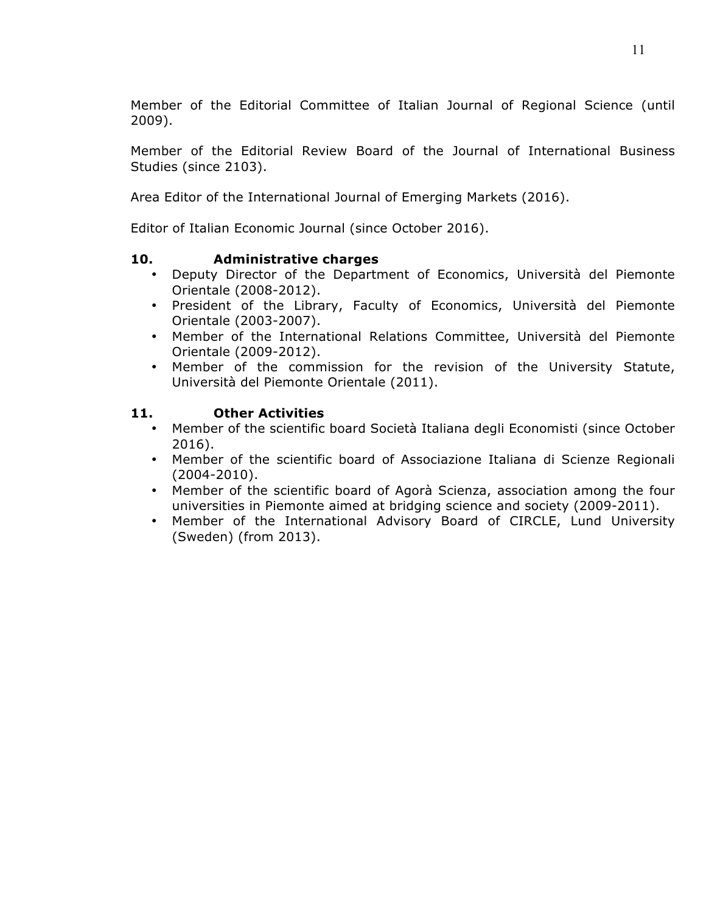Member of the Editorial Committee of Italian Journal of Regional Science (until 2009).

Member of the Editorial Review Board of the Journal of International Business Studies (since 2103).

Area Editor of the International Journal of Emerging Markets (2016).

Editor of Italian Economic Journal (since October 2016).

## 10. Administrative charges

- Deputy Director of the Department of Economics, Università del Piemonte Orientale (2008-2012).
- President of the Library, Faculty of Economics, Università del Piemonte Orientale (2003-2007).
- Member of the International Relations Committee, Università del Piemonte Orientale (2009-2012).
- Member of the commission for the revision of the University Statute, Università del Piemonte Orientale (2011).

## 11. Other Activities

- Member of the scientific board Società Italiana degli Economisti (since October 2016).
- Member of the scientific board of Associazione Italiana di Scienze Regionali (2004-2010).
- Member of the scientific board of Agorà Scienza, association among the four universities in Piemonte aimed at bridging science and society (2009-2011).
- Member of the International Advisory Board of CIRCLE, Lund University (Sweden) (from 2013).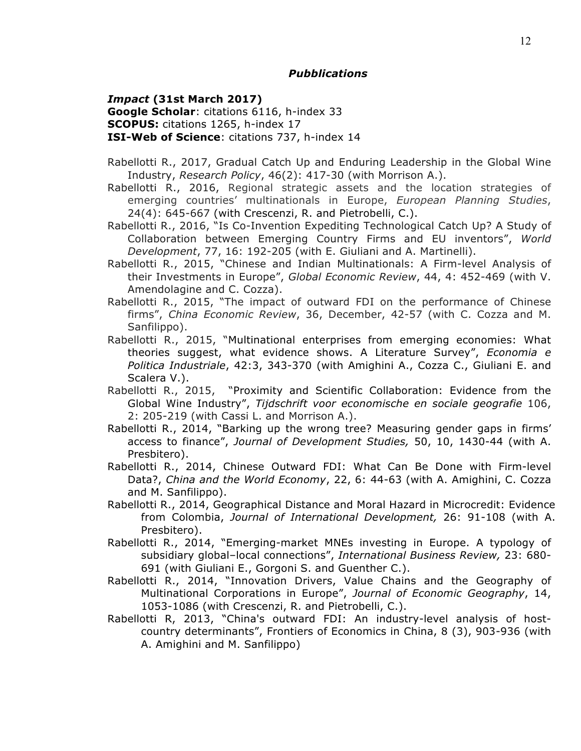## *Pubblications*

***Impact* (31st March 2017)**
**Google Scholar**: citations 6116, h-index 33
**SCOPUS:** citations 1265, h-index 17
**ISI-Web of Science**: citations 737, h-index 14

- Rabellotti R., 2017, Gradual Catch Up and Enduring Leadership in the Global Wine Industry, *Research Policy*, 46(2): 417-30 (with Morrison A.).
- Rabellotti R., 2016, Regional strategic assets and the location strategies of emerging countries' multinationals in Europe, *European Planning Studies*, 24(4): 645-667 (with Crescenzi, R. and Pietrobelli, C.).
- Rabellotti R., 2016, "Is Co-Invention Expediting Technological Catch Up? A Study of Collaboration between Emerging Country Firms and EU inventors", *World Development*, 77, 16: 192-205 (with E. Giuliani and A. Martinelli).
- Rabellotti R., 2015, "Chinese and Indian Multinationals: A Firm-level Analysis of their Investments in Europe", *Global Economic Review*, 44, 4: 452-469 (with V. Amendolagine and C. Cozza).
- Rabellotti R., 2015, "The impact of outward FDI on the performance of Chinese firms", *China Economic Review*, 36, December, 42-57 (with C. Cozza and M. Sanfilippo).
- Rabellotti R., 2015, "Multinational enterprises from emerging economies: What theories suggest, what evidence shows. A Literature Survey", *Economia e Politica Industriale*, 42:3, 343-370 (with Amighini A., Cozza C., Giuliani E. and Scalera V.).
- Rabellotti R., 2015, "Proximity and Scientific Collaboration: Evidence from the Global Wine Industry", *Tijdschrift voor economische en sociale geografie* 106, 2: 205-219 (with Cassi L. and Morrison A.).
- Rabellotti R., 2014, "Barking up the wrong tree? Measuring gender gaps in firms' access to finance", *Journal of Development Studies,* 50, 10, 1430-44 (with A. Presbitero).
- Rabellotti R., 2014, Chinese Outward FDI: What Can Be Done with Firm-level Data?, *China and the World Economy*, 22, 6: 44-63 (with A. Amighini, C. Cozza and M. Sanfilippo).
- Rabellotti R., 2014, Geographical Distance and Moral Hazard in Microcredit: Evidence from Colombia, *Journal of International Development,* 26: 91-108 (with A. Presbitero).
- Rabellotti R., 2014, "Emerging-market MNEs investing in Europe. A typology of subsidiary global–local connections", *International Business Review,* 23: 680-691 (with Giuliani E., Gorgoni S. and Guenther C.).
- Rabellotti R., 2014, "Innovation Drivers, Value Chains and the Geography of Multinational Corporations in Europe", *Journal of Economic Geography*, 14, 1053-1086 (with Crescenzi, R. and Pietrobelli, C.).
- Rabellotti R, 2013, "China's outward FDI: An industry-level analysis of host-country determinants", Frontiers of Economics in China, 8 (3), 903-936 (with A. Amighini and M. Sanfilippo)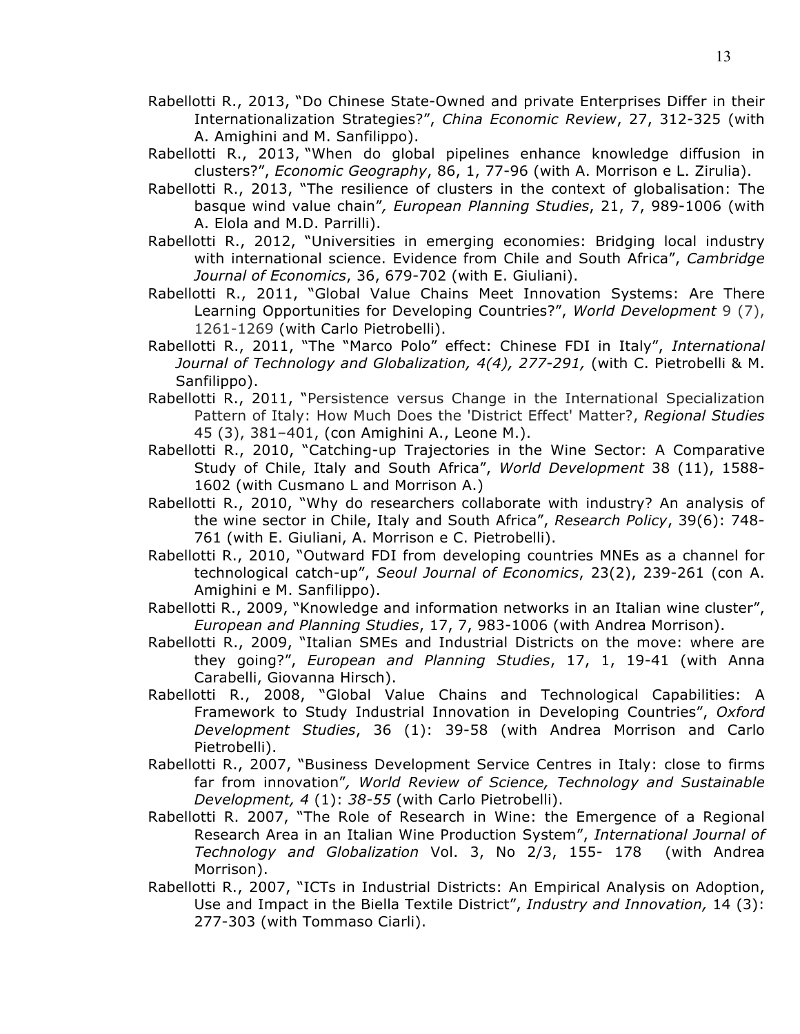Rabellotti R., 2013, "Do Chinese State-Owned and private Enterprises Differ in their Internationalization Strategies?", *China Economic Review*, 27, 312-325 (with A. Amighini and M. Sanfilippo).

Rabellotti R., 2013, "When do global pipelines enhance knowledge diffusion in clusters?", *Economic Geography*, 86, 1, 77-96 (with A. Morrison e L. Zirulia).

Rabellotti R., 2013, "The resilience of clusters in the context of globalisation: The basque wind value chain"*, European Planning Studies*, 21, 7, 989-1006 (with A. Elola and M.D. Parrilli).

Rabellotti R., 2012, "Universities in emerging economies: Bridging local industry with international science. Evidence from Chile and South Africa", *Cambridge Journal of Economics*, 36, 679-702 (with E. Giuliani).

Rabellotti R., 2011, "Global Value Chains Meet Innovation Systems: Are There Learning Opportunities for Developing Countries?", *World Development* 9 (7), 1261-1269 (with Carlo Pietrobelli).

Rabellotti R., 2011, "The "Marco Polo" effect: Chinese FDI in Italy", *International Journal of Technology and Globalization, 4(4), 277-291,* (with C. Pietrobelli & M. Sanfilippo).

Rabellotti R., 2011, "Persistence versus Change in the International Specialization Pattern of Italy: How Much Does the 'District Effect' Matter?, *Regional Studies* 45 (3), 381–401, (con Amighini A., Leone M.).

Rabellotti R., 2010, "Catching-up Trajectories in the Wine Sector: A Comparative Study of Chile, Italy and South Africa", *World Development* 38 (11), 1588-1602 (with Cusmano L and Morrison A.)

Rabellotti R., 2010, "Why do researchers collaborate with industry? An analysis of the wine sector in Chile, Italy and South Africa", *Research Policy*, 39(6): 748-761 (with E. Giuliani, A. Morrison e C. Pietrobelli).

Rabellotti R., 2010, "Outward FDI from developing countries MNEs as a channel for technological catch-up", *Seoul Journal of Economics*, 23(2), 239-261 (con A. Amighini e M. Sanfilippo).

Rabellotti R., 2009, "Knowledge and information networks in an Italian wine cluster", *European and Planning Studies*, 17, 7, 983-1006 (with Andrea Morrison).

Rabellotti R., 2009, "Italian SMEs and Industrial Districts on the move: where are they going?", *European and Planning Studies*, 17, 1, 19-41 (with Anna Carabelli, Giovanna Hirsch).

Rabellotti R., 2008, "Global Value Chains and Technological Capabilities: A Framework to Study Industrial Innovation in Developing Countries", *Oxford Development Studies*, 36 (1): 39-58 (with Andrea Morrison and Carlo Pietrobelli).

Rabellotti R., 2007, "Business Development Service Centres in Italy: close to firms far from innovation"*, World Review of Science, Technology and Sustainable Development, 4* (1): *38-55* (with Carlo Pietrobelli).

Rabellotti R. 2007, "The Role of Research in Wine: the Emergence of a Regional Research Area in an Italian Wine Production System", *International Journal of Technology and Globalization* Vol. 3, No 2/3, 155- 178 (with Andrea Morrison).

Rabellotti R., 2007, "ICTs in Industrial Districts: An Empirical Analysis on Adoption, Use and Impact in the Biella Textile District", *Industry and Innovation,* 14 (3): 277-303 (with Tommaso Ciarli).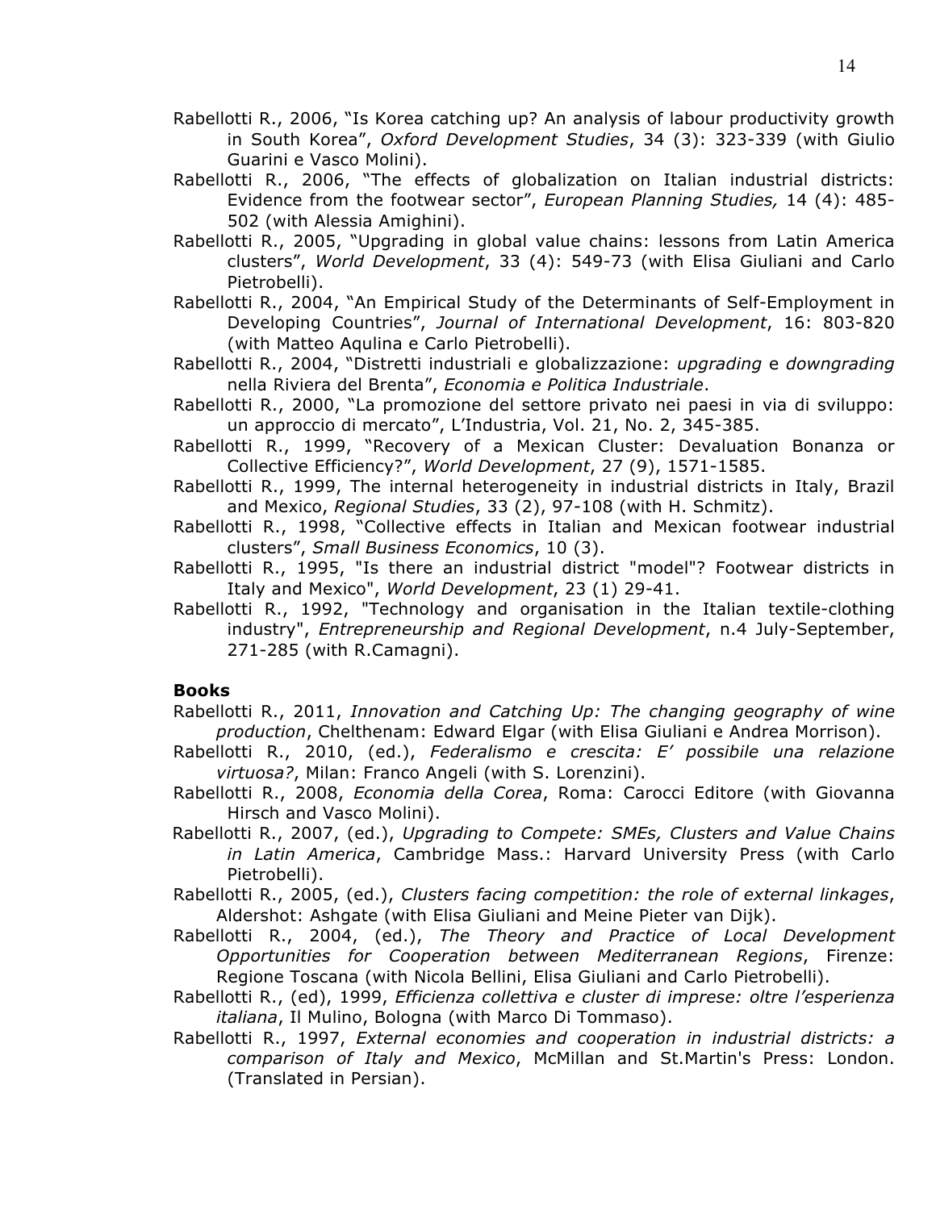Rabellotti R., 2006, "Is Korea catching up? An analysis of labour productivity growth in South Korea", *Oxford Development Studies*, 34 (3): 323-339 (with Giulio Guarini e Vasco Molini).

Rabellotti R., 2006, "The effects of globalization on Italian industrial districts: Evidence from the footwear sector", *European Planning Studies,* 14 (4): 485-502 (with Alessia Amighini).

Rabellotti R., 2005, "Upgrading in global value chains: lessons from Latin America clusters", *World Development*, 33 (4): 549-73 (with Elisa Giuliani and Carlo Pietrobelli).

Rabellotti R., 2004, "An Empirical Study of the Determinants of Self-Employment in Developing Countries", *Journal of International Development*, 16: 803-820 (with Matteo Aqulina e Carlo Pietrobelli).

Rabellotti R., 2004, "Distretti industriali e globalizzazione: *upgrading* e *downgrading* nella Riviera del Brenta", *Economia e Politica Industriale*.

Rabellotti R., 2000, "La promozione del settore privato nei paesi in via di sviluppo: un approccio di mercato", L'Industria, Vol. 21, No. 2, 345-385.

Rabellotti R., 1999, "Recovery of a Mexican Cluster: Devaluation Bonanza or Collective Efficiency?", *World Development*, 27 (9), 1571-1585.

Rabellotti R., 1999, The internal heterogeneity in industrial districts in Italy, Brazil and Mexico, *Regional Studies*, 33 (2), 97-108 (with H. Schmitz).

Rabellotti R., 1998, "Collective effects in Italian and Mexican footwear industrial clusters", *Small Business Economics*, 10 (3).

Rabellotti R., 1995, "Is there an industrial district "model"? Footwear districts in Italy and Mexico", *World Development*, 23 (1) 29-41.

Rabellotti R., 1992, "Technology and organisation in the Italian textile-clothing industry", *Entrepreneurship and Regional Development*, n.4 July-September, 271-285 (with R.Camagni).

**Books**

Rabellotti R., 2011, *Innovation and Catching Up: The changing geography of wine production*, Chelthenam: Edward Elgar (with Elisa Giuliani e Andrea Morrison).

Rabellotti R., 2010, (ed.), *Federalismo e crescita: E' possibile una relazione virtuosa?*, Milan: Franco Angeli (with S. Lorenzini).

Rabellotti R., 2008, *Economia della Corea*, Roma: Carocci Editore (with Giovanna Hirsch and Vasco Molini).

Rabellotti R., 2007, (ed.), *Upgrading to Compete: SMEs, Clusters and Value Chains in Latin America*, Cambridge Mass.: Harvard University Press (with Carlo Pietrobelli).

Rabellotti R., 2005, (ed.), *Clusters facing competition: the role of external linkages*, Aldershot: Ashgate (with Elisa Giuliani and Meine Pieter van Dijk).

Rabellotti R., 2004, (ed.), *The Theory and Practice of Local Development Opportunities for Cooperation between Mediterranean Regions*, Firenze: Regione Toscana (with Nicola Bellini, Elisa Giuliani and Carlo Pietrobelli).

Rabellotti R., (ed), 1999, *Efficienza collettiva e cluster di imprese: oltre l'esperienza italiana*, Il Mulino, Bologna (with Marco Di Tommaso).

Rabellotti R., 1997, *External economies and cooperation in industrial districts: a comparison of Italy and Mexico*, McMillan and St.Martin's Press: London. (Translated in Persian).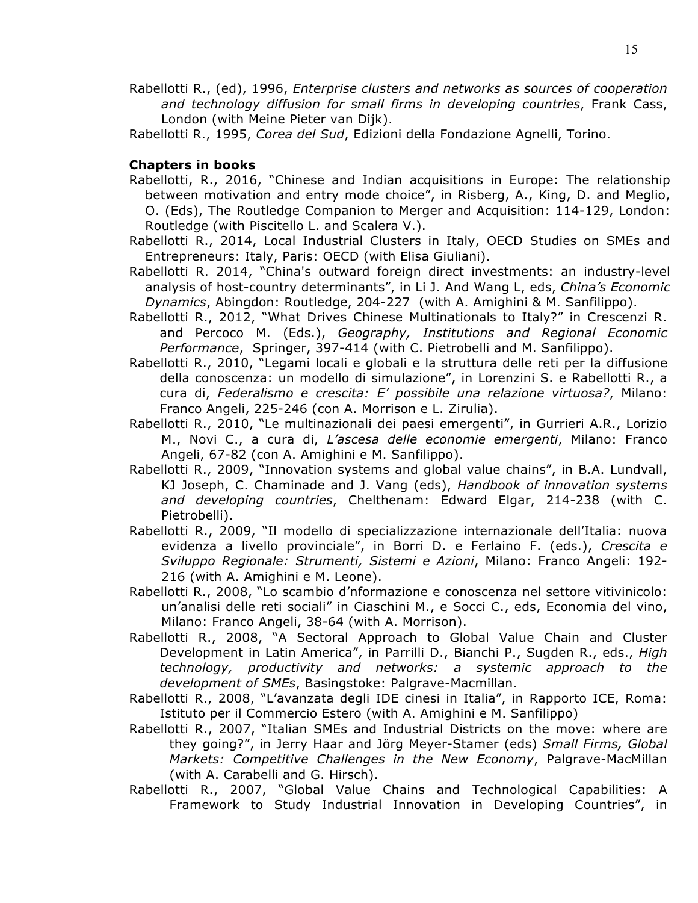Rabellotti R., (ed), 1996, *Enterprise clusters and networks as sources of cooperation and technology diffusion for small firms in developing countries*, Frank Cass, London (with Meine Pieter van Dijk).

Rabellotti R., 1995, *Corea del Sud*, Edizioni della Fondazione Agnelli, Torino.

**Chapters in books**

Rabellotti, R., 2016, "Chinese and Indian acquisitions in Europe: The relationship between motivation and entry mode choice", in Risberg, A., King, D. and Meglio, O. (Eds), The Routledge Companion to Merger and Acquisition: 114-129, London: Routledge (with Piscitello L. and Scalera V.).

Rabellotti R., 2014, Local Industrial Clusters in Italy, OECD Studies on SMEs and Entrepreneurs: Italy, Paris: OECD (with Elisa Giuliani).

Rabellotti R. 2014, "China's outward foreign direct investments: an industry-level analysis of host-country determinants", in Li J. And Wang L, eds, *China's Economic Dynamics*, Abingdon: Routledge, 204-227 (with A. Amighini & M. Sanfilippo).

Rabellotti R., 2012, "What Drives Chinese Multinationals to Italy?" in Crescenzi R. and Percoco M. (Eds.), *Geography, Institutions and Regional Economic Performance*, Springer, 397-414 (with C. Pietrobelli and M. Sanfilippo).

Rabellotti R., 2010, "Legami locali e globali e la struttura delle reti per la diffusione della conoscenza: un modello di simulazione", in Lorenzini S. e Rabellotti R., a cura di, *Federalismo e crescita: E' possibile una relazione virtuosa?*, Milano: Franco Angeli, 225-246 (con A. Morrison e L. Zirulia).

Rabellotti R., 2010, "Le multinazionali dei paesi emergenti", in Gurrieri A.R., Lorizio M., Novi C., a cura di, *L'ascesa delle economie emergenti*, Milano: Franco Angeli, 67-82 (con A. Amighini e M. Sanfilippo).

Rabellotti R., 2009, "Innovation systems and global value chains", in B.A. Lundvall, KJ Joseph, C. Chaminade and J. Vang (eds), *Handbook of innovation systems and developing countries*, Chelthenam: Edward Elgar, 214-238 (with C. Pietrobelli).

Rabellotti R., 2009, "Il modello di specializzazione internazionale dell'Italia: nuova evidenza a livello provinciale", in Borri D. e Ferlaino F. (eds.), *Crescita e Sviluppo Regionale: Strumenti, Sistemi e Azioni*, Milano: Franco Angeli: 192-216 (with A. Amighini e M. Leone).

Rabellotti R., 2008, "Lo scambio d'nformazione e conoscenza nel settore vitivinicolo: un'analisi delle reti sociali" in Ciaschini M., e Socci C., eds, Economia del vino, Milano: Franco Angeli, 38-64 (with A. Morrison).

Rabellotti R., 2008, "A Sectoral Approach to Global Value Chain and Cluster Development in Latin America", in Parrilli D., Bianchi P., Sugden R., eds., *High technology, productivity and networks: a systemic approach to the development of SMEs*, Basingstoke: Palgrave-Macmillan.

Rabellotti R., 2008, "L'avanzata degli IDE cinesi in Italia", in Rapporto ICE, Roma: Istituto per il Commercio Estero (with A. Amighini e M. Sanfilippo)

Rabellotti R., 2007, "Italian SMEs and Industrial Districts on the move: where are they going?", in Jerry Haar and Jörg Meyer-Stamer (eds) *Small Firms, Global Markets: Competitive Challenges in the New Economy*, Palgrave-MacMillan (with A. Carabelli and G. Hirsch).

Rabellotti R., 2007, "Global Value Chains and Technological Capabilities: A Framework to Study Industrial Innovation in Developing Countries", in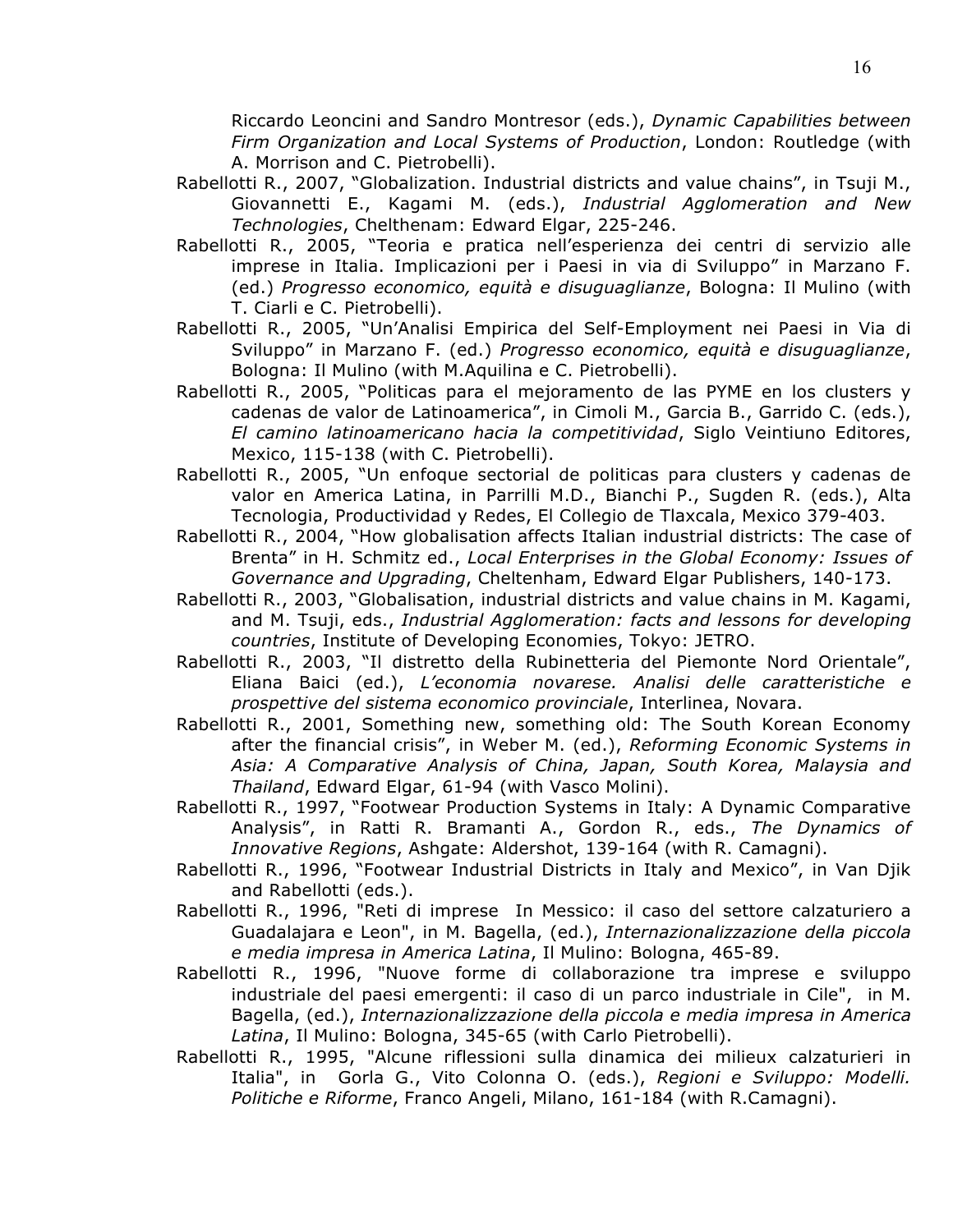Riccardo Leoncini and Sandro Montresor (eds.), *Dynamic Capabilities between Firm Organization and Local Systems of Production*, London: Routledge (with A. Morrison and C. Pietrobelli).

Rabellotti R., 2007, "Globalization. Industrial districts and value chains", in Tsuji M., Giovannetti E., Kagami M. (eds.), *Industrial Agglomeration and New Technologies*, Chelthenam: Edward Elgar, 225-246.

Rabellotti R., 2005, "Teoria e pratica nell'esperienza dei centri di servizio alle imprese in Italia. Implicazioni per i Paesi in via di Sviluppo" in Marzano F. (ed.) *Progresso economico, equità e disuguaglianze*, Bologna: Il Mulino (with T. Ciarli e C. Pietrobelli).

Rabellotti R., 2005, "Un'Analisi Empirica del Self-Employment nei Paesi in Via di Sviluppo" in Marzano F. (ed.) *Progresso economico, equità e disuguaglianze*, Bologna: Il Mulino (with M.Aquilina e C. Pietrobelli).

Rabellotti R., 2005, "Politicas para el mejoramento de las PYME en los clusters y cadenas de valor de Latinoamerica", in Cimoli M., Garcia B., Garrido C. (eds.), *El camino latinoamericano hacia la competitividad*, Siglo Veintiuno Editores, Mexico, 115-138 (with C. Pietrobelli).

Rabellotti R., 2005, "Un enfoque sectorial de politicas para clusters y cadenas de valor en America Latina, in Parrilli M.D., Bianchi P., Sugden R. (eds.), Alta Tecnologia, Productividad y Redes, El Collegio de Tlaxcala, Mexico 379-403.

Rabellotti R., 2004, "How globalisation affects Italian industrial districts: The case of Brenta" in H. Schmitz ed., *Local Enterprises in the Global Economy: Issues of Governance and Upgrading*, Cheltenham, Edward Elgar Publishers, 140-173.

Rabellotti R., 2003, "Globalisation, industrial districts and value chains in M. Kagami, and M. Tsuji, eds., *Industrial Agglomeration: facts and lessons for developing countries*, Institute of Developing Economies, Tokyo: JETRO.

Rabellotti R., 2003, "Il distretto della Rubinetteria del Piemonte Nord Orientale", Eliana Baici (ed.), *L'economia novarese. Analisi delle caratteristiche e prospettive del sistema economico provinciale*, Interlinea, Novara.

Rabellotti R., 2001, Something new, something old: The South Korean Economy after the financial crisis", in Weber M. (ed.), *Reforming Economic Systems in Asia: A Comparative Analysis of China, Japan, South Korea, Malaysia and Thailand*, Edward Elgar, 61-94 (with Vasco Molini).

Rabellotti R., 1997, "Footwear Production Systems in Italy: A Dynamic Comparative Analysis", in Ratti R. Bramanti A., Gordon R., eds., *The Dynamics of Innovative Regions*, Ashgate: Aldershot, 139-164 (with R. Camagni).

Rabellotti R., 1996, "Footwear Industrial Districts in Italy and Mexico", in Van Djik and Rabellotti (eds.).

Rabellotti R., 1996, "Reti di imprese In Messico: il caso del settore calzaturiero a Guadalajara e Leon", in M. Bagella, (ed.), *Internazionalizzazione della piccola e media impresa in America Latina*, Il Mulino: Bologna, 465-89.

Rabellotti R., 1996, "Nuove forme di collaborazione tra imprese e sviluppo industriale del paesi emergenti: il caso di un parco industriale in Cile", in M. Bagella, (ed.), *Internazionalizzazione della piccola e media impresa in America Latina*, Il Mulino: Bologna, 345-65 (with Carlo Pietrobelli).

Rabellotti R., 1995, "Alcune riflessioni sulla dinamica dei milieux calzaturieri in Italia", in Gorla G., Vito Colonna O. (eds.), *Regioni e Sviluppo: Modelli. Politiche e Riforme*, Franco Angeli, Milano, 161-184 (with R.Camagni).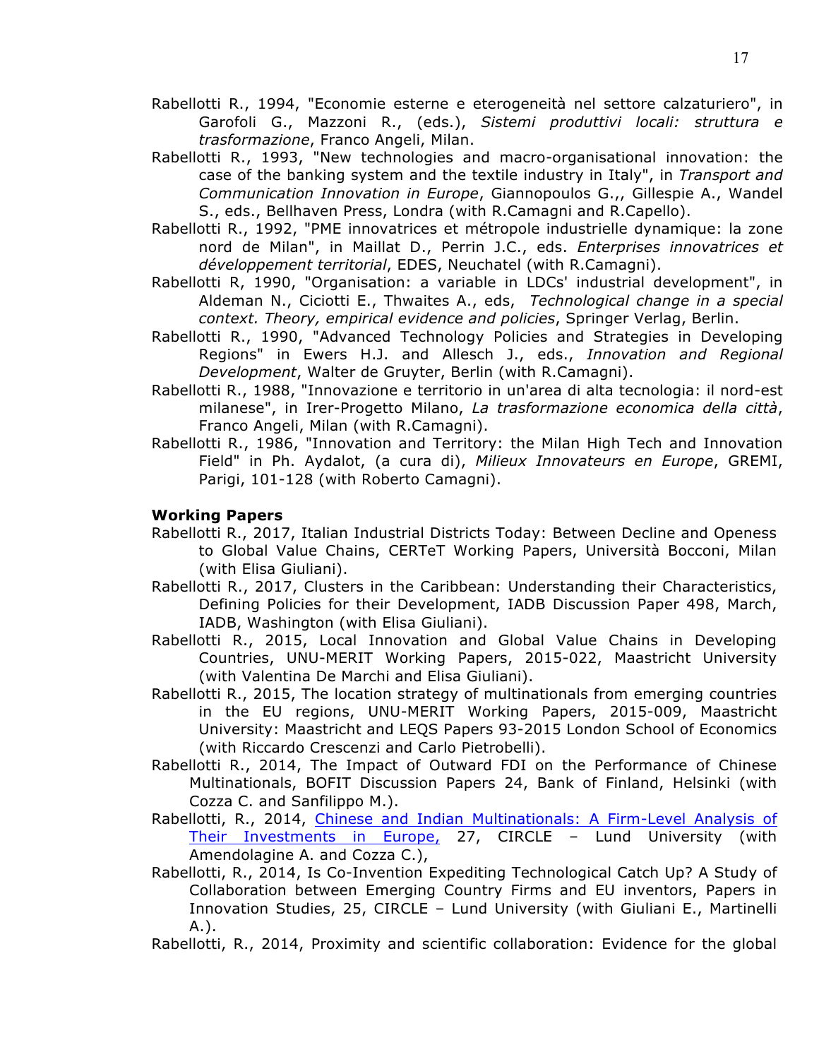Rabellotti R., 1994, "Economie esterne e eterogeneità nel settore calzaturiero", in Garofoli G., Mazzoni R., (eds.), *Sistemi produttivi locali: struttura e trasformazione*, Franco Angeli, Milan.

Rabellotti R., 1993, "New technologies and macro-organisational innovation: the case of the banking system and the textile industry in Italy", in *Transport and Communication Innovation in Europe*, Giannopoulos G.,, Gillespie A., Wandel S., eds., Bellhaven Press, Londra (with R.Camagni and R.Capello).

Rabellotti R., 1992, "PME innovatrices et métropole industrielle dynamique: la zone nord de Milan", in Maillat D., Perrin J.C., eds. *Enterprises innovatrices et développement territorial*, EDES, Neuchatel (with R.Camagni).

Rabellotti R, 1990, "Organisation: a variable in LDCs' industrial development", in Aldeman N., Ciciotti E., Thwaites A., eds, *Technological change in a special context. Theory, empirical evidence and policies*, Springer Verlag, Berlin.

Rabellotti R., 1990, "Advanced Technology Policies and Strategies in Developing Regions" in Ewers H.J. and Allesch J., eds., *Innovation and Regional Development*, Walter de Gruyter, Berlin (with R.Camagni).

Rabellotti R., 1988, "Innovazione e territorio in un'area di alta tecnologia: il nord-est milanese", in Irer-Progetto Milano, *La trasformazione economica della città*, Franco Angeli, Milan (with R.Camagni).

Rabellotti R., 1986, "Innovation and Territory: the Milan High Tech and Innovation Field" in Ph. Aydalot, (a cura di), *Milieux Innovateurs en Europe*, GREMI, Parigi, 101-128 (with Roberto Camagni).

**Working Papers**

Rabellotti R., 2017, Italian Industrial Districts Today: Between Decline and Openess to Global Value Chains, CERTeT Working Papers, Università Bocconi, Milan (with Elisa Giuliani).

Rabellotti R., 2017, Clusters in the Caribbean: Understanding their Characteristics, Defining Policies for their Development, IADB Discussion Paper 498, March, IADB, Washington (with Elisa Giuliani).

Rabellotti R., 2015, Local Innovation and Global Value Chains in Developing Countries, UNU-MERIT Working Papers, 2015-022, Maastricht University (with Valentina De Marchi and Elisa Giuliani).

Rabellotti R., 2015, The location strategy of multinationals from emerging countries in the EU regions, UNU-MERIT Working Papers, 2015-009, Maastricht University: Maastricht and LEQS Papers 93-2015 London School of Economics (with Riccardo Crescenzi and Carlo Pietrobelli).

Rabellotti R., 2014, The Impact of Outward FDI on the Performance of Chinese Multinationals, BOFIT Discussion Papers 24, Bank of Finland, Helsinki (with Cozza C. and Sanfilippo M.).

Rabellotti, R., 2014, Chinese and Indian Multinationals: A Firm-Level Analysis of Their Investments in Europe, 27, CIRCLE – Lund University (with Amendolagine A. and Cozza C.),

Rabellotti, R., 2014, Is Co-Invention Expediting Technological Catch Up? A Study of Collaboration between Emerging Country Firms and EU inventors, Papers in Innovation Studies, 25, CIRCLE – Lund University (with Giuliani E., Martinelli A.).

Rabellotti, R., 2014, Proximity and scientific collaboration: Evidence for the global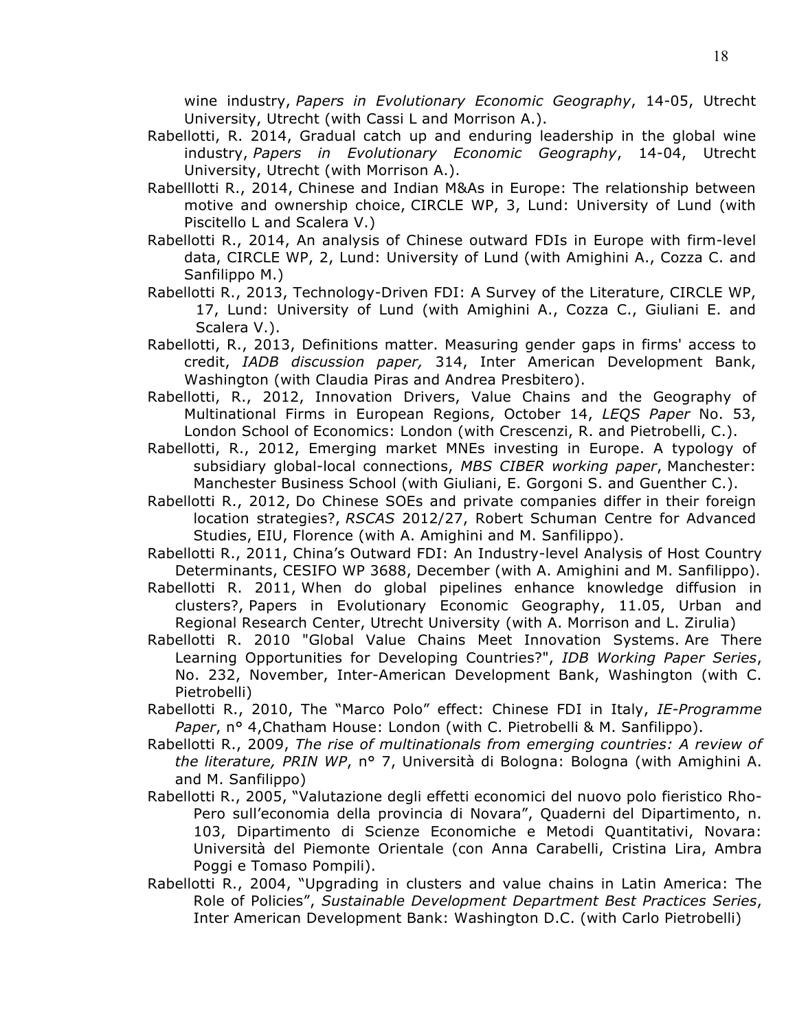wine industry, *Papers in Evolutionary Economic Geography*, 14-05, Utrecht University, Utrecht (with Cassi L and Morrison A.).

Rabellotti, R. 2014, Gradual catch up and enduring leadership in the global wine industry, *Papers in Evolutionary Economic Geography*, 14-04, Utrecht University, Utrecht (with Morrison A.).

Rabelllotti R., 2014, Chinese and Indian M&As in Europe: The relationship between motive and ownership choice, CIRCLE WP, 3, Lund: University of Lund (with Piscitello L and Scalera V.)

Rabellotti R., 2014, An analysis of Chinese outward FDIs in Europe with firm-level data, CIRCLE WP, 2, Lund: University of Lund (with Amighini A., Cozza C. and Sanfilippo M.)

Rabellotti R., 2013, Technology-Driven FDI: A Survey of the Literature, CIRCLE WP, 17, Lund: University of Lund (with Amighini A., Cozza C., Giuliani E. and Scalera V.).

Rabellotti, R., 2013, Definitions matter. Measuring gender gaps in firms' access to credit, *IADB discussion paper,* 314, Inter American Development Bank, Washington (with Claudia Piras and Andrea Presbitero).

Rabellotti, R., 2012, Innovation Drivers, Value Chains and the Geography of Multinational Firms in European Regions, October 14, *LEQS Paper* No. 53, London School of Economics: London (with Crescenzi, R. and Pietrobelli, C.).

Rabellotti, R., 2012, Emerging market MNEs investing in Europe. A typology of subsidiary global-local connections, *MBS CIBER working paper*, Manchester: Manchester Business School (with Giuliani, E. Gorgoni S. and Guenther C.).

Rabellotti R., 2012, Do Chinese SOEs and private companies differ in their foreign location strategies?, *RSCAS* 2012/27, Robert Schuman Centre for Advanced Studies, EIU, Florence (with A. Amighini and M. Sanfilippo).

Rabellotti R., 2011, China's Outward FDI: An Industry-level Analysis of Host Country Determinants, CESIFO WP 3688, December (with A. Amighini and M. Sanfilippo).

Rabellotti R. 2011, When do global pipelines enhance knowledge diffusion in clusters?, Papers in Evolutionary Economic Geography, 11.05, Urban and Regional Research Center, Utrecht University (with A. Morrison and L. Zirulia)

Rabellotti R. 2010 "Global Value Chains Meet Innovation Systems. Are There Learning Opportunities for Developing Countries?", *IDB Working Paper Series*, No. 232, November, Inter-American Development Bank, Washington (with C. Pietrobelli)

Rabellotti R., 2010, The "Marco Polo" effect: Chinese FDI in Italy, *IE-Programme Paper*, n° 4,Chatham House: London (with C. Pietrobelli & M. Sanfilippo).

Rabellotti R., 2009, *The rise of multinationals from emerging countries: A review of the literature, PRIN WP*, n° 7, Università di Bologna: Bologna (with Amighini A. and M. Sanfilippo)

Rabellotti R., 2005, "Valutazione degli effetti economici del nuovo polo fieristico Rho-Pero sull'economia della provincia di Novara", Quaderni del Dipartimento, n. 103, Dipartimento di Scienze Economiche e Metodi Quantitativi, Novara: Università del Piemonte Orientale (con Anna Carabelli, Cristina Lira, Ambra Poggi e Tomaso Pompili).

Rabellotti R., 2004, "Upgrading in clusters and value chains in Latin America: The Role of Policies", *Sustainable Development Department Best Practices Series*, Inter American Development Bank: Washington D.C. (with Carlo Pietrobelli)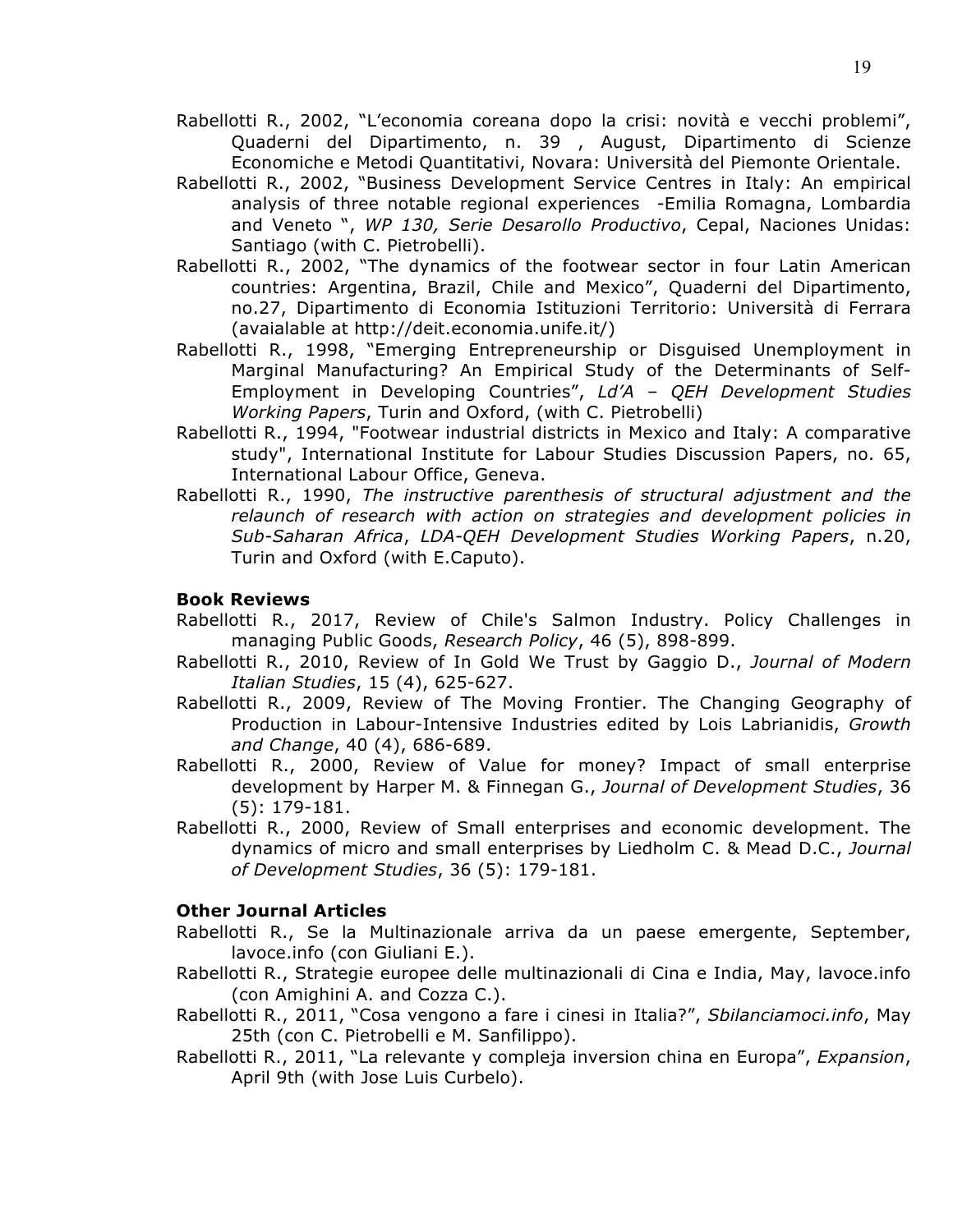Rabellotti R., 2002, "L'economia coreana dopo la crisi: novità e vecchi problemi", Quaderni del Dipartimento, n. 39 , August, Dipartimento di Scienze Economiche e Metodi Quantitativi, Novara: Università del Piemonte Orientale.

Rabellotti R., 2002, "Business Development Service Centres in Italy: An empirical analysis of three notable regional experiences -Emilia Romagna, Lombardia and Veneto ", *WP 130, Serie Desarollo Productivo*, Cepal, Naciones Unidas: Santiago (with C. Pietrobelli).

Rabellotti R., 2002, "The dynamics of the footwear sector in four Latin American countries: Argentina, Brazil, Chile and Mexico", Quaderni del Dipartimento, no.27, Dipartimento di Economia Istituzioni Territorio: Università di Ferrara (avaialable at http://deit.economia.unife.it/)

Rabellotti R., 1998, "Emerging Entrepreneurship or Disguised Unemployment in Marginal Manufacturing? An Empirical Study of the Determinants of Self-Employment in Developing Countries", *Ld'A – QEH Development Studies Working Papers*, Turin and Oxford, (with C. Pietrobelli)

Rabellotti R., 1994, "Footwear industrial districts in Mexico and Italy: A comparative study", International Institute for Labour Studies Discussion Papers, no. 65, International Labour Office, Geneva.

Rabellotti R., 1990, *The instructive parenthesis of structural adjustment and the relaunch of research with action on strategies and development policies in Sub-Saharan Africa*, *LDA-QEH Development Studies Working Papers*, n.20, Turin and Oxford (with E.Caputo).

**Book Reviews**

Rabellotti R., 2017, Review of Chile's Salmon Industry. Policy Challenges in managing Public Goods, *Research Policy*, 46 (5), 898-899.

Rabellotti R., 2010, Review of In Gold We Trust by Gaggio D., *Journal of Modern Italian Studies*, 15 (4), 625-627.

Rabellotti R., 2009, Review of The Moving Frontier. The Changing Geography of Production in Labour-Intensive Industries edited by Lois Labrianidis, *Growth and Change*, 40 (4), 686-689.

Rabellotti R., 2000, Review of Value for money? Impact of small enterprise development by Harper M. & Finnegan G., *Journal of Development Studies*, 36 (5): 179-181.

Rabellotti R., 2000, Review of Small enterprises and economic development. The dynamics of micro and small enterprises by Liedholm C. & Mead D.C., *Journal of Development Studies*, 36 (5): 179-181.

**Other Journal Articles**

Rabellotti R., Se la Multinazionale arriva da un paese emergente, September, lavoce.info (con Giuliani E.).

Rabellotti R., Strategie europee delle multinazionali di Cina e India, May, lavoce.info (con Amighini A. and Cozza C.).

Rabellotti R., 2011, "Cosa vengono a fare i cinesi in Italia?", *Sbilanciamoci.info*, May 25th (con C. Pietrobelli e M. Sanfilippo).

Rabellotti R., 2011, "La relevante y compleja inversion china en Europa", *Expansion*, April 9th (with Jose Luis Curbelo).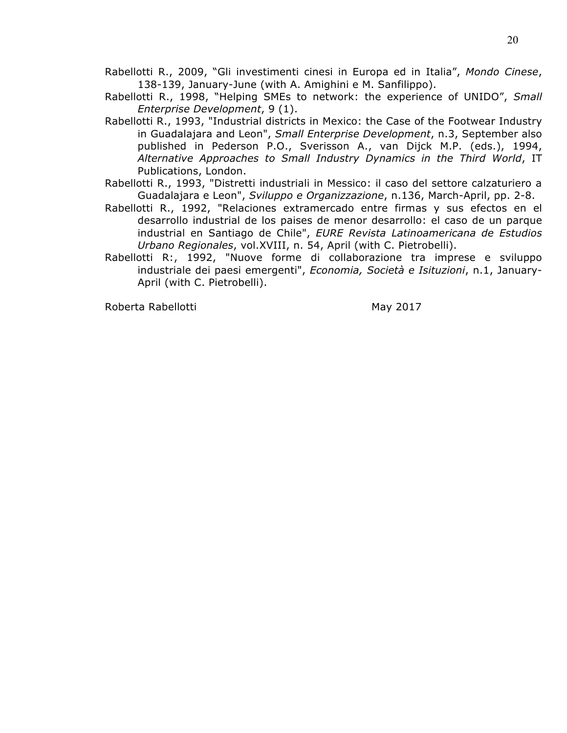Rabellotti R., 2009, "Gli investimenti cinesi in Europa ed in Italia", *Mondo Cinese*, 138-139, January-June (with A. Amighini e M. Sanfilippo).

Rabellotti R., 1998, "Helping SMEs to network: the experience of UNIDO", *Small Enterprise Development*, 9 (1).

Rabellotti R., 1993, "Industrial districts in Mexico: the Case of the Footwear Industry in Guadalajara and Leon", *Small Enterprise Development*, n.3, September also published in Pederson P.O., Sverisson A., van Dijck M.P. (eds.), 1994, *Alternative Approaches to Small Industry Dynamics in the Third World*, IT Publications, London.

Rabellotti R., 1993, "Distretti industriali in Messico: il caso del settore calzaturiero a Guadalajara e Leon", *Sviluppo e Organizzazione*, n.136, March-April, pp. 2-8.

Rabellotti R., 1992, "Relaciones extramercado entre firmas y sus efectos en el desarrollo industrial de los paises de menor desarrollo: el caso de un parque industrial en Santiago de Chile", *EURE Revista Latinoamericana de Estudios Urbano Regionales*, vol.XVIII, n. 54, April (with C. Pietrobelli).

Rabellotti R:, 1992, "Nuove forme di collaborazione tra imprese e sviluppo industriale dei paesi emergenti", *Economia, Società e Isituzioni*, n.1, January-April (with C. Pietrobelli).

Roberta Rabellotti May 2017